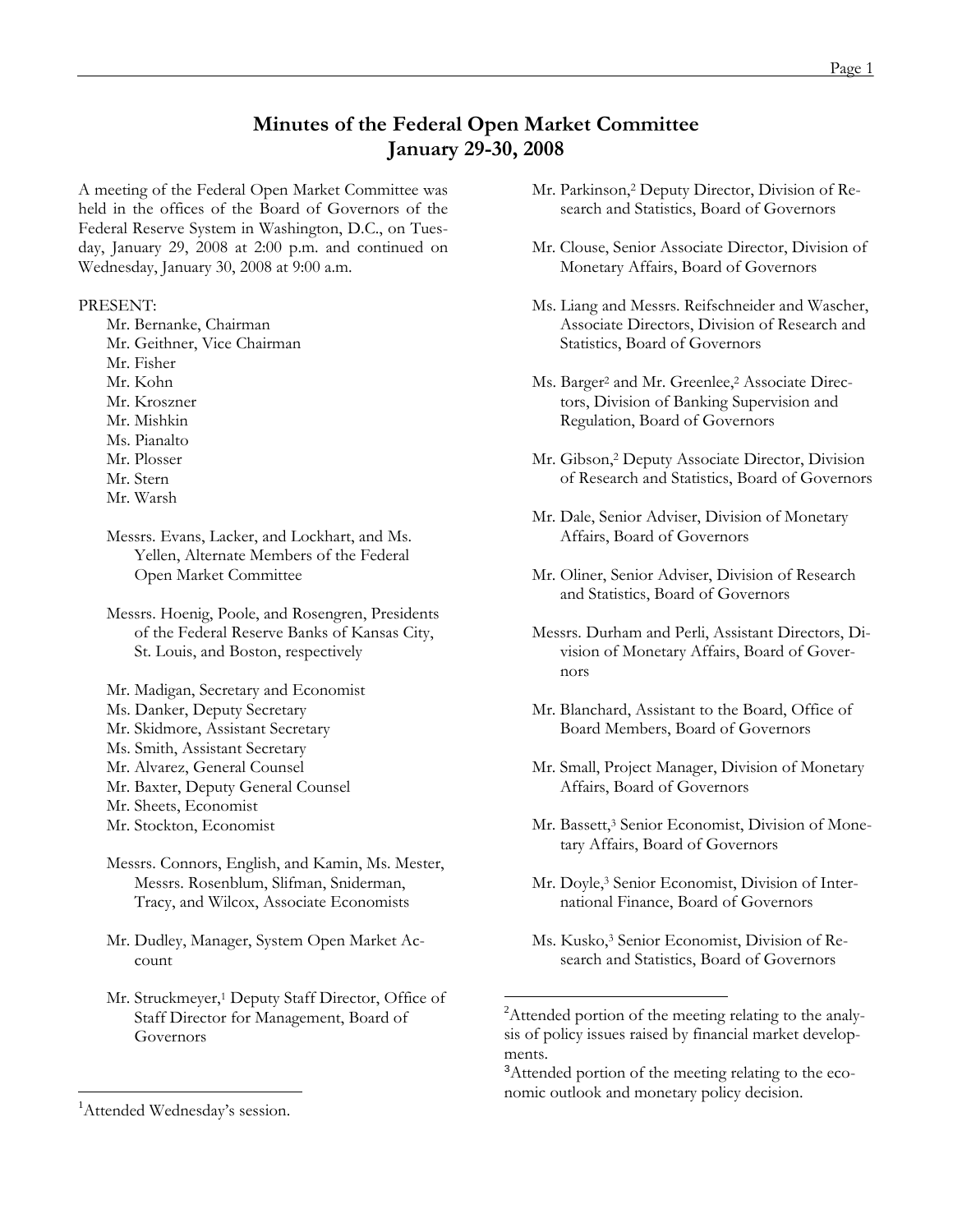# Minutes of the Federal Open Market Committee
## January 29-30, 2008

A meeting of the Federal Open Market Committee was held in the offices of the Board of Governors of the Federal Reserve System in Washington, D.C., on Tuesday, January 29, 2008 at 2:00 p.m. and continued on Wednesday, January 30, 2008 at 9:00 a.m.

PRESENT:

Mr. Bernanke, Chairman
Mr. Geithner, Vice Chairman
Mr. Fisher
Mr. Kohn
Mr. Kroszner
Mr. Mishkin
Ms. Pianalto
Mr. Plosser
Mr. Stern
Mr. Warsh

Messrs. Evans, Lacker, and Lockhart, and Ms. Yellen, Alternate Members of the Federal Open Market Committee

Messrs. Hoenig, Poole, and Rosengren, Presidents of the Federal Reserve Banks of Kansas City, St. Louis, and Boston, respectively

Mr. Madigan, Secretary and Economist
Ms. Danker, Deputy Secretary
Mr. Skidmore, Assistant Secretary
Ms. Smith, Assistant Secretary
Mr. Alvarez, General Counsel
Mr. Baxter, Deputy General Counsel
Mr. Sheets, Economist
Mr. Stockton, Economist

Messrs. Connors, English, and Kamin, Ms. Mester, Messrs. Rosenblum, Slifman, Sniderman, Tracy, and Wilcox, Associate Economists

Mr. Dudley, Manager, System Open Market Account

Mr. Struckmeyer,[1] Deputy Staff Director, Office of Staff Director for Management, Board of Governors

Mr. Parkinson,[2] Deputy Director, Division of Research and Statistics, Board of Governors

Mr. Clouse, Senior Associate Director, Division of Monetary Affairs, Board of Governors

Ms. Liang and Messrs. Reifschneider and Wascher, Associate Directors, Division of Research and Statistics, Board of Governors

Ms. Barger[2] and Mr. Greenlee,[2] Associate Directors, Division of Banking Supervision and Regulation, Board of Governors

Mr. Gibson,[2] Deputy Associate Director, Division of Research and Statistics, Board of Governors

Mr. Dale, Senior Adviser, Division of Monetary Affairs, Board of Governors

Mr. Oliner, Senior Adviser, Division of Research and Statistics, Board of Governors

Messrs. Durham and Perli, Assistant Directors, Division of Monetary Affairs, Board of Governors

Mr. Blanchard, Assistant to the Board, Office of Board Members, Board of Governors

Mr. Small, Project Manager, Division of Monetary Affairs, Board of Governors

Mr. Bassett,[3] Senior Economist, Division of Monetary Affairs, Board of Governors

Mr. Doyle,[3] Senior Economist, Division of International Finance, Board of Governors

Ms. Kusko,[3] Senior Economist, Division of Research and Statistics, Board of Governors

---

[1] Attended Wednesday's session.

[2] Attended portion of the meeting relating to the analysis of policy issues raised by financial market developments.

[3] Attended portion of the meeting relating to the economic outlook and monetary policy decision.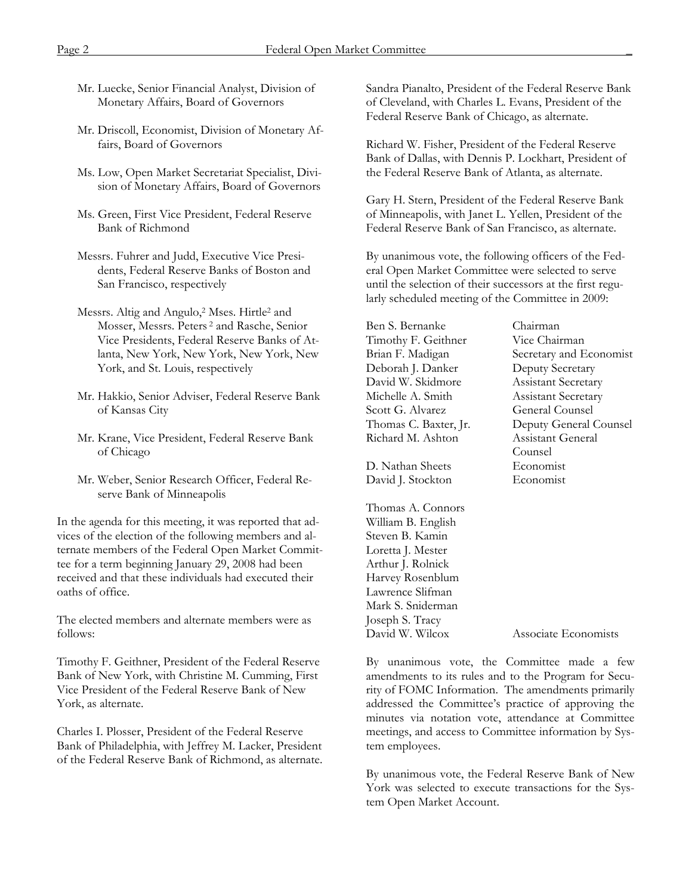Mr. Luecke, Senior Financial Analyst, Division of Monetary Affairs, Board of Governors

Mr. Driscoll, Economist, Division of Monetary Affairs, Board of Governors

Ms. Low, Open Market Secretariat Specialist, Division of Monetary Affairs, Board of Governors

Ms. Green, First Vice President, Federal Reserve Bank of Richmond

Messrs. Fuhrer and Judd, Executive Vice Presidents, Federal Reserve Banks of Boston and San Francisco, respectively

Messrs. Altig and Angulo,[2] Mses. Hirtle[2] and Mosser, Messrs. Peters [2] and Rasche, Senior Vice Presidents, Federal Reserve Banks of Atlanta, New York, New York, New York, New York, and St. Louis, respectively

Mr. Hakkio, Senior Adviser, Federal Reserve Bank of Kansas City

Mr. Krane, Vice President, Federal Reserve Bank of Chicago

Mr. Weber, Senior Research Officer, Federal Reserve Bank of Minneapolis

In the agenda for this meeting, it was reported that advices of the election of the following members and alternate members of the Federal Open Market Committee for a term beginning January 29, 2008 had been received and that these individuals had executed their oaths of office.

The elected members and alternate members were as follows:

Timothy F. Geithner, President of the Federal Reserve Bank of New York, with Christine M. Cumming, First Vice President of the Federal Reserve Bank of New York, as alternate.

Charles I. Plosser, President of the Federal Reserve Bank of Philadelphia, with Jeffrey M. Lacker, President of the Federal Reserve Bank of Richmond, as alternate.

Sandra Pianalto, President of the Federal Reserve Bank of Cleveland, with Charles L. Evans, President of the Federal Reserve Bank of Chicago, as alternate.

Richard W. Fisher, President of the Federal Reserve Bank of Dallas, with Dennis P. Lockhart, President of the Federal Reserve Bank of Atlanta, as alternate.

Gary H. Stern, President of the Federal Reserve Bank of Minneapolis, with Janet L. Yellen, President of the Federal Reserve Bank of San Francisco, as alternate.

By unanimous vote, the following officers of the Federal Open Market Committee were selected to serve until the selection of their successors at the first regularly scheduled meeting of the Committee in 2009:

| | |
|---|---|
| Ben S. Bernanke | Chairman |
| Timothy F. Geithner | Vice Chairman |
| Brian F. Madigan | Secretary and Economist |
| Deborah J. Danker | Deputy Secretary |
| David W. Skidmore | Assistant Secretary |
| Michelle A. Smith | Assistant Secretary |
| Scott G. Alvarez | General Counsel |
| Thomas C. Baxter, Jr. | Deputy General Counsel |
| Richard M. Ashton | Assistant General Counsel |
| D. Nathan Sheets | Economist |
| David J. Stockton | Economist |
| Thomas A. Connors | |
| William B. English | |
| Steven B. Kamin | |
| Loretta J. Mester | |
| Arthur J. Rolnick | |
| Harvey Rosenblum | |
| Lawrence Slifman | |
| Mark S. Sniderman | |
| Joseph S. Tracy | |
| David W. Wilcox | Associate Economists |

By unanimous vote, the Committee made a few amendments to its rules and to the Program for Security of FOMC Information. The amendments primarily addressed the Committee's practice of approving the minutes via notation vote, attendance at Committee meetings, and access to Committee information by System employees.

By unanimous vote, the Federal Reserve Bank of New York was selected to execute transactions for the System Open Market Account.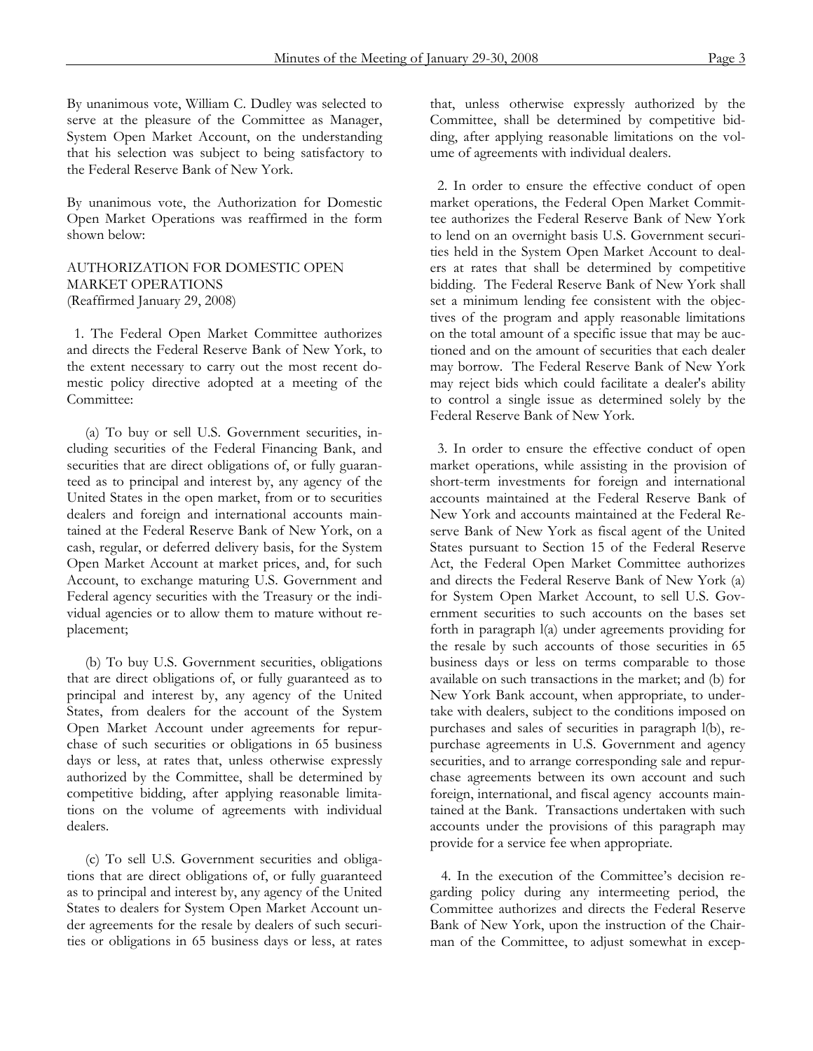By unanimous vote, William C. Dudley was selected to serve at the pleasure of the Committee as Manager, System Open Market Account, on the understanding that his selection was subject to being satisfactory to the Federal Reserve Bank of New York.

By unanimous vote, the Authorization for Domestic Open Market Operations was reaffirmed in the form shown below:

AUTHORIZATION FOR DOMESTIC OPEN MARKET OPERATIONS
(Reaffirmed January 29, 2008)

1. The Federal Open Market Committee authorizes and directs the Federal Reserve Bank of New York, to the extent necessary to carry out the most recent domestic policy directive adopted at a meeting of the Committee:

(a) To buy or sell U.S. Government securities, including securities of the Federal Financing Bank, and securities that are direct obligations of, or fully guaranteed as to principal and interest by, any agency of the United States in the open market, from or to securities dealers and foreign and international accounts maintained at the Federal Reserve Bank of New York, on a cash, regular, or deferred delivery basis, for the System Open Market Account at market prices, and, for such Account, to exchange maturing U.S. Government and Federal agency securities with the Treasury or the individual agencies or to allow them to mature without replacement;

(b) To buy U.S. Government securities, obligations that are direct obligations of, or fully guaranteed as to principal and interest by, any agency of the United States, from dealers for the account of the System Open Market Account under agreements for repurchase of such securities or obligations in 65 business days or less, at rates that, unless otherwise expressly authorized by the Committee, shall be determined by competitive bidding, after applying reasonable limitations on the volume of agreements with individual dealers.

(c) To sell U.S. Government securities and obligations that are direct obligations of, or fully guaranteed as to principal and interest by, any agency of the United States to dealers for System Open Market Account under agreements for the resale by dealers of such securities or obligations in 65 business days or less, at rates that, unless otherwise expressly authorized by the Committee, shall be determined by competitive bidding, after applying reasonable limitations on the volume of agreements with individual dealers.

2. In order to ensure the effective conduct of open market operations, the Federal Open Market Committee authorizes the Federal Reserve Bank of New York to lend on an overnight basis U.S. Government securities held in the System Open Market Account to dealers at rates that shall be determined by competitive bidding. The Federal Reserve Bank of New York shall set a minimum lending fee consistent with the objectives of the program and apply reasonable limitations on the total amount of a specific issue that may be auctioned and on the amount of securities that each dealer may borrow. The Federal Reserve Bank of New York may reject bids which could facilitate a dealer's ability to control a single issue as determined solely by the Federal Reserve Bank of New York.

3. In order to ensure the effective conduct of open market operations, while assisting in the provision of short-term investments for foreign and international accounts maintained at the Federal Reserve Bank of New York and accounts maintained at the Federal Reserve Bank of New York as fiscal agent of the United States pursuant to Section 15 of the Federal Reserve Act, the Federal Open Market Committee authorizes and directs the Federal Reserve Bank of New York (a) for System Open Market Account, to sell U.S. Government securities to such accounts on the bases set forth in paragraph l(a) under agreements providing for the resale by such accounts of those securities in 65 business days or less on terms comparable to those available on such transactions in the market; and (b) for New York Bank account, when appropriate, to undertake with dealers, subject to the conditions imposed on purchases and sales of securities in paragraph l(b), repurchase agreements in U.S. Government and agency securities, and to arrange corresponding sale and repurchase agreements between its own account and such foreign, international, and fiscal agency accounts maintained at the Bank. Transactions undertaken with such accounts under the provisions of this paragraph may provide for a service fee when appropriate.

4. In the execution of the Committee's decision regarding policy during any intermeeting period, the Committee authorizes and directs the Federal Reserve Bank of New York, upon the instruction of the Chairman of the Committee, to adjust somewhat in excep-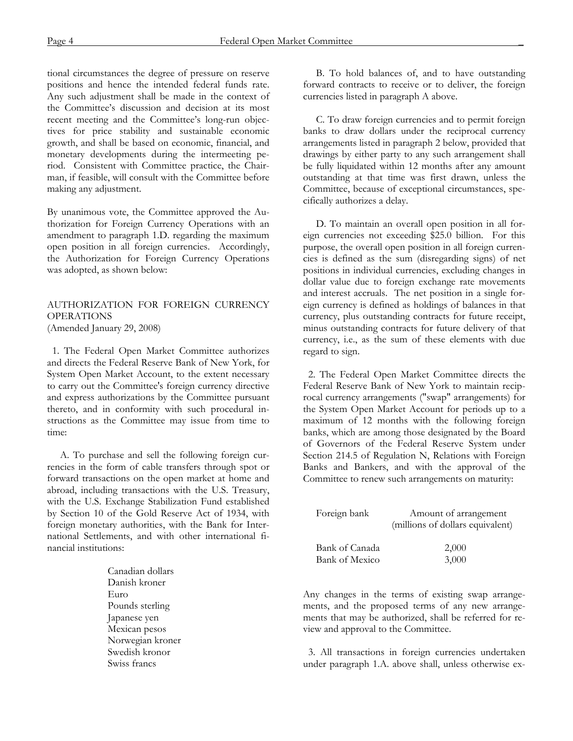tional circumstances the degree of pressure on reserve positions and hence the intended federal funds rate. Any such adjustment shall be made in the context of the Committee's discussion and decision at its most recent meeting and the Committee's long-run objectives for price stability and sustainable economic growth, and shall be based on economic, financial, and monetary developments during the intermeeting period. Consistent with Committee practice, the Chairman, if feasible, will consult with the Committee before making any adjustment.

By unanimous vote, the Committee approved the Authorization for Foreign Currency Operations with an amendment to paragraph 1.D. regarding the maximum open position in all foreign currencies. Accordingly, the Authorization for Foreign Currency Operations was adopted, as shown below:

AUTHORIZATION FOR FOREIGN CURRENCY OPERATIONS
(Amended January 29, 2008)

1. The Federal Open Market Committee authorizes and directs the Federal Reserve Bank of New York, for System Open Market Account, to the extent necessary to carry out the Committee's foreign currency directive and express authorizations by the Committee pursuant thereto, and in conformity with such procedural instructions as the Committee may issue from time to time:

A. To purchase and sell the following foreign currencies in the form of cable transfers through spot or forward transactions on the open market at home and abroad, including transactions with the U.S. Treasury, with the U.S. Exchange Stabilization Fund established by Section 10 of the Gold Reserve Act of 1934, with foreign monetary authorities, with the Bank for International Settlements, and with other international financial institutions:

Canadian dollars
Danish kroner
Euro
Pounds sterling
Japanese yen
Mexican pesos
Norwegian kroner
Swedish kronor
Swiss francs

B. To hold balances of, and to have outstanding forward contracts to receive or to deliver, the foreign currencies listed in paragraph A above.

C. To draw foreign currencies and to permit foreign banks to draw dollars under the reciprocal currency arrangements listed in paragraph 2 below, provided that drawings by either party to any such arrangement shall be fully liquidated within 12 months after any amount outstanding at that time was first drawn, unless the Committee, because of exceptional circumstances, specifically authorizes a delay.

D. To maintain an overall open position in all foreign currencies not exceeding $25.0 billion. For this purpose, the overall open position in all foreign currencies is defined as the sum (disregarding signs) of net positions in individual currencies, excluding changes in dollar value due to foreign exchange rate movements and interest accruals. The net position in a single foreign currency is defined as holdings of balances in that currency, plus outstanding contracts for future receipt, minus outstanding contracts for future delivery of that currency, i.e., as the sum of these elements with due regard to sign.

2. The Federal Open Market Committee directs the Federal Reserve Bank of New York to maintain reciprocal currency arrangements ("swap" arrangements) for the System Open Market Account for periods up to a maximum of 12 months with the following foreign banks, which are among those designated by the Board of Governors of the Federal Reserve System under Section 214.5 of Regulation N, Relations with Foreign Banks and Bankers, and with the approval of the Committee to renew such arrangements on maturity:

| Foreign bank | Amount of arrangement (millions of dollars equivalent) |
|---|---|
| Bank of Canada | 2,000 |
| Bank of Mexico | 3,000 |

Any changes in the terms of existing swap arrangements, and the proposed terms of any new arrangements that may be authorized, shall be referred for review and approval to the Committee.

3. All transactions in foreign currencies undertaken under paragraph 1.A. above shall, unless otherwise ex-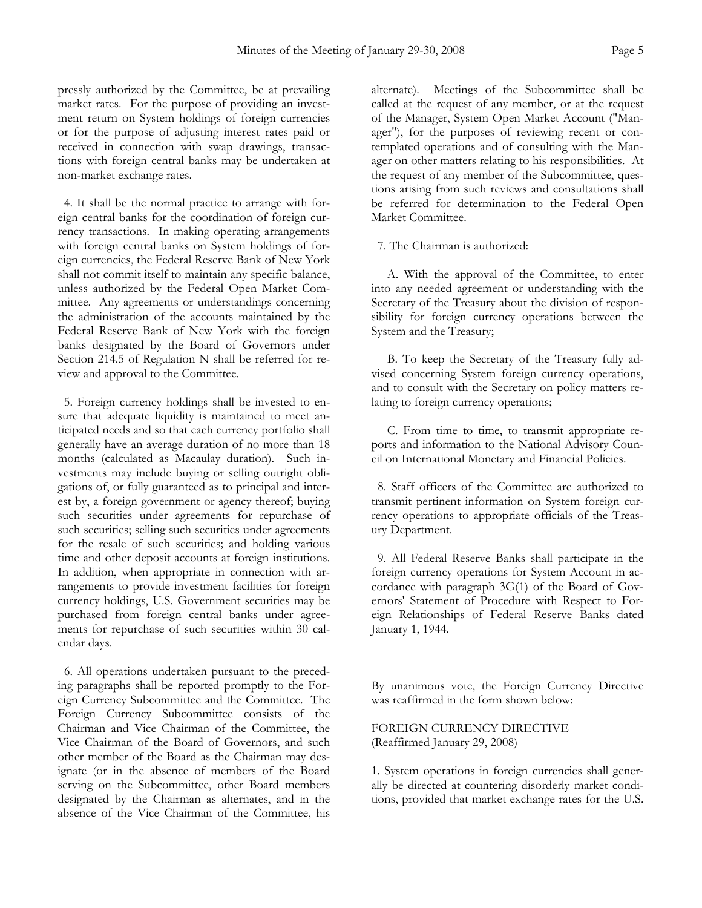pressly authorized by the Committee, be at prevailing market rates. For the purpose of providing an investment return on System holdings of foreign currencies or for the purpose of adjusting interest rates paid or received in connection with swap drawings, transactions with foreign central banks may be undertaken at non-market exchange rates.

4. It shall be the normal practice to arrange with foreign central banks for the coordination of foreign currency transactions. In making operating arrangements with foreign central banks on System holdings of foreign currencies, the Federal Reserve Bank of New York shall not commit itself to maintain any specific balance, unless authorized by the Federal Open Market Committee. Any agreements or understandings concerning the administration of the accounts maintained by the Federal Reserve Bank of New York with the foreign banks designated by the Board of Governors under Section 214.5 of Regulation N shall be referred for review and approval to the Committee.

5. Foreign currency holdings shall be invested to ensure that adequate liquidity is maintained to meet anticipated needs and so that each currency portfolio shall generally have an average duration of no more than 18 months (calculated as Macaulay duration). Such investments may include buying or selling outright obligations of, or fully guaranteed as to principal and interest by, a foreign government or agency thereof; buying such securities under agreements for repurchase of such securities; selling such securities under agreements for the resale of such securities; and holding various time and other deposit accounts at foreign institutions. In addition, when appropriate in connection with arrangements to provide investment facilities for foreign currency holdings, U.S. Government securities may be purchased from foreign central banks under agreements for repurchase of such securities within 30 calendar days.

6. All operations undertaken pursuant to the preceding paragraphs shall be reported promptly to the Foreign Currency Subcommittee and the Committee. The Foreign Currency Subcommittee consists of the Chairman and Vice Chairman of the Committee, the Vice Chairman of the Board of Governors, and such other member of the Board as the Chairman may designate (or in the absence of members of the Board serving on the Subcommittee, other Board members designated by the Chairman as alternates, and in the absence of the Vice Chairman of the Committee, his alternate). Meetings of the Subcommittee shall be called at the request of any member, or at the request of the Manager, System Open Market Account ("Manager"), for the purposes of reviewing recent or contemplated operations and of consulting with the Manager on other matters relating to his responsibilities. At the request of any member of the Subcommittee, questions arising from such reviews and consultations shall be referred for determination to the Federal Open Market Committee.

7. The Chairman is authorized:

A. With the approval of the Committee, to enter into any needed agreement or understanding with the Secretary of the Treasury about the division of responsibility for foreign currency operations between the System and the Treasury;

B. To keep the Secretary of the Treasury fully advised concerning System foreign currency operations, and to consult with the Secretary on policy matters relating to foreign currency operations;

C. From time to time, to transmit appropriate reports and information to the National Advisory Council on International Monetary and Financial Policies.

8. Staff officers of the Committee are authorized to transmit pertinent information on System foreign currency operations to appropriate officials of the Treasury Department.

9. All Federal Reserve Banks shall participate in the foreign currency operations for System Account in accordance with paragraph 3G(1) of the Board of Governors' Statement of Procedure with Respect to Foreign Relationships of Federal Reserve Banks dated January 1, 1944.

By unanimous vote, the Foreign Currency Directive was reaffirmed in the form shown below:

FOREIGN CURRENCY DIRECTIVE
(Reaffirmed January 29, 2008)

1. System operations in foreign currencies shall generally be directed at countering disorderly market conditions, provided that market exchange rates for the U.S.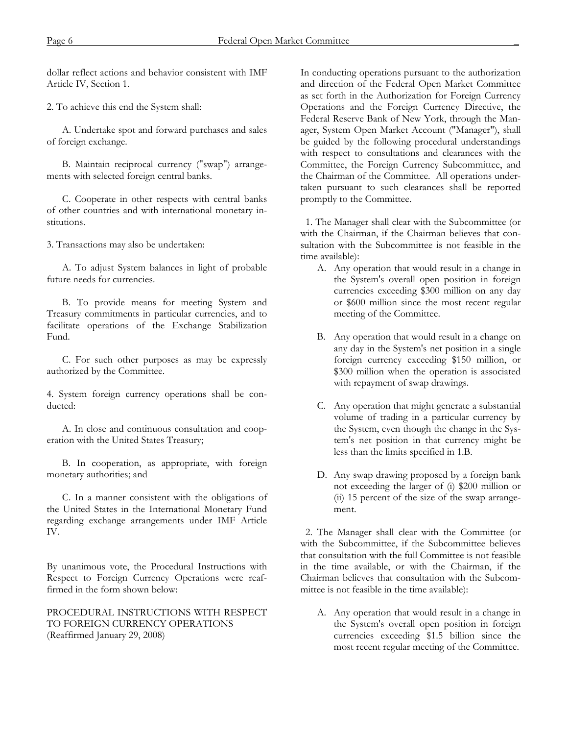dollar reflect actions and behavior consistent with IMF Article IV, Section 1.

2. To achieve this end the System shall:

A. Undertake spot and forward purchases and sales of foreign exchange.

B. Maintain reciprocal currency ("swap") arrangements with selected foreign central banks.

C. Cooperate in other respects with central banks of other countries and with international monetary institutions.

3. Transactions may also be undertaken:

A. To adjust System balances in light of probable future needs for currencies.

B. To provide means for meeting System and Treasury commitments in particular currencies, and to facilitate operations of the Exchange Stabilization Fund.

C. For such other purposes as may be expressly authorized by the Committee.

4. System foreign currency operations shall be conducted:

A. In close and continuous consultation and cooperation with the United States Treasury;

B. In cooperation, as appropriate, with foreign monetary authorities; and

C. In a manner consistent with the obligations of the United States in the International Monetary Fund regarding exchange arrangements under IMF Article IV.

By unanimous vote, the Procedural Instructions with Respect to Foreign Currency Operations were reaffirmed in the form shown below:

PROCEDURAL INSTRUCTIONS WITH RESPECT TO FOREIGN CURRENCY OPERATIONS
(Reaffirmed January 29, 2008)

In conducting operations pursuant to the authorization and direction of the Federal Open Market Committee as set forth in the Authorization for Foreign Currency Operations and the Foreign Currency Directive, the Federal Reserve Bank of New York, through the Manager, System Open Market Account ("Manager"), shall be guided by the following procedural understandings with respect to consultations and clearances with the Committee, the Foreign Currency Subcommittee, and the Chairman of the Committee. All operations undertaken pursuant to such clearances shall be reported promptly to the Committee.

1. The Manager shall clear with the Subcommittee (or with the Chairman, if the Chairman believes that consultation with the Subcommittee is not feasible in the time available):

A. Any operation that would result in a change in the System's overall open position in foreign currencies exceeding $300 million on any day or $600 million since the most recent regular meeting of the Committee.

B. Any operation that would result in a change on any day in the System's net position in a single foreign currency exceeding $150 million, or $300 million when the operation is associated with repayment of swap drawings.

C. Any operation that might generate a substantial volume of trading in a particular currency by the System, even though the change in the System's net position in that currency might be less than the limits specified in 1.B.

D. Any swap drawing proposed by a foreign bank not exceeding the larger of (i) $200 million or (ii) 15 percent of the size of the swap arrangement.

2. The Manager shall clear with the Committee (or with the Subcommittee, if the Subcommittee believes that consultation with the full Committee is not feasible in the time available, or with the Chairman, if the Chairman believes that consultation with the Subcommittee is not feasible in the time available):

A. Any operation that would result in a change in the System's overall open position in foreign currencies exceeding $1.5 billion since the most recent regular meeting of the Committee.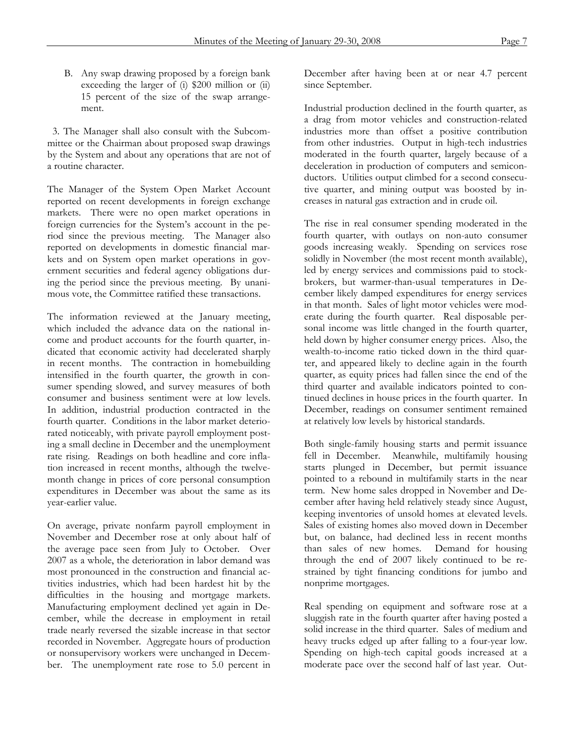B. Any swap drawing proposed by a foreign bank exceeding the larger of (i) \$200 million or (ii) 15 percent of the size of the swap arrangement.

3. The Manager shall also consult with the Subcommittee or the Chairman about proposed swap drawings by the System and about any operations that are not of a routine character.

The Manager of the System Open Market Account reported on recent developments in foreign exchange markets. There were no open market operations in foreign currencies for the System's account in the period since the previous meeting. The Manager also reported on developments in domestic financial markets and on System open market operations in government securities and federal agency obligations during the period since the previous meeting. By unanimous vote, the Committee ratified these transactions.

The information reviewed at the January meeting, which included the advance data on the national income and product accounts for the fourth quarter, indicated that economic activity had decelerated sharply in recent months. The contraction in homebuilding intensified in the fourth quarter, the growth in consumer spending slowed, and survey measures of both consumer and business sentiment were at low levels. In addition, industrial production contracted in the fourth quarter. Conditions in the labor market deteriorated noticeably, with private payroll employment posting a small decline in December and the unemployment rate rising. Readings on both headline and core inflation increased in recent months, although the twelve-month change in prices of core personal consumption expenditures in December was about the same as its year-earlier value.

On average, private nonfarm payroll employment in November and December rose at only about half of the average pace seen from July to October. Over 2007 as a whole, the deterioration in labor demand was most pronounced in the construction and financial activities industries, which had been hardest hit by the difficulties in the housing and mortgage markets. Manufacturing employment declined yet again in December, while the decrease in employment in retail trade nearly reversed the sizable increase in that sector recorded in November. Aggregate hours of production or nonsupervisory workers were unchanged in December. The unemployment rate rose to 5.0 percent in December after having been at or near 4.7 percent since September.

Industrial production declined in the fourth quarter, as a drag from motor vehicles and construction-related industries more than offset a positive contribution from other industries. Output in high-tech industries moderated in the fourth quarter, largely because of a deceleration in production of computers and semiconductors. Utilities output climbed for a second consecutive quarter, and mining output was boosted by increases in natural gas extraction and in crude oil.

The rise in real consumer spending moderated in the fourth quarter, with outlays on non-auto consumer goods increasing weakly. Spending on services rose solidly in November (the most recent month available), led by energy services and commissions paid to stockbrokers, but warmer-than-usual temperatures in December likely damped expenditures for energy services in that month. Sales of light motor vehicles were moderate during the fourth quarter. Real disposable personal income was little changed in the fourth quarter, held down by higher consumer energy prices. Also, the wealth-to-income ratio ticked down in the third quarter, and appeared likely to decline again in the fourth quarter, as equity prices had fallen since the end of the third quarter and available indicators pointed to continued declines in house prices in the fourth quarter. In December, readings on consumer sentiment remained at relatively low levels by historical standards.

Both single-family housing starts and permit issuance fell in December. Meanwhile, multifamily housing starts plunged in December, but permit issuance pointed to a rebound in multifamily starts in the near term. New home sales dropped in November and December after having held relatively steady since August, keeping inventories of unsold homes at elevated levels. Sales of existing homes also moved down in December but, on balance, had declined less in recent months than sales of new homes. Demand for housing through the end of 2007 likely continued to be restrained by tight financing conditions for jumbo and nonprime mortgages.

Real spending on equipment and software rose at a sluggish rate in the fourth quarter after having posted a solid increase in the third quarter. Sales of medium and heavy trucks edged up after falling to a four-year low. Spending on high-tech capital goods increased at a moderate pace over the second half of last year. Out-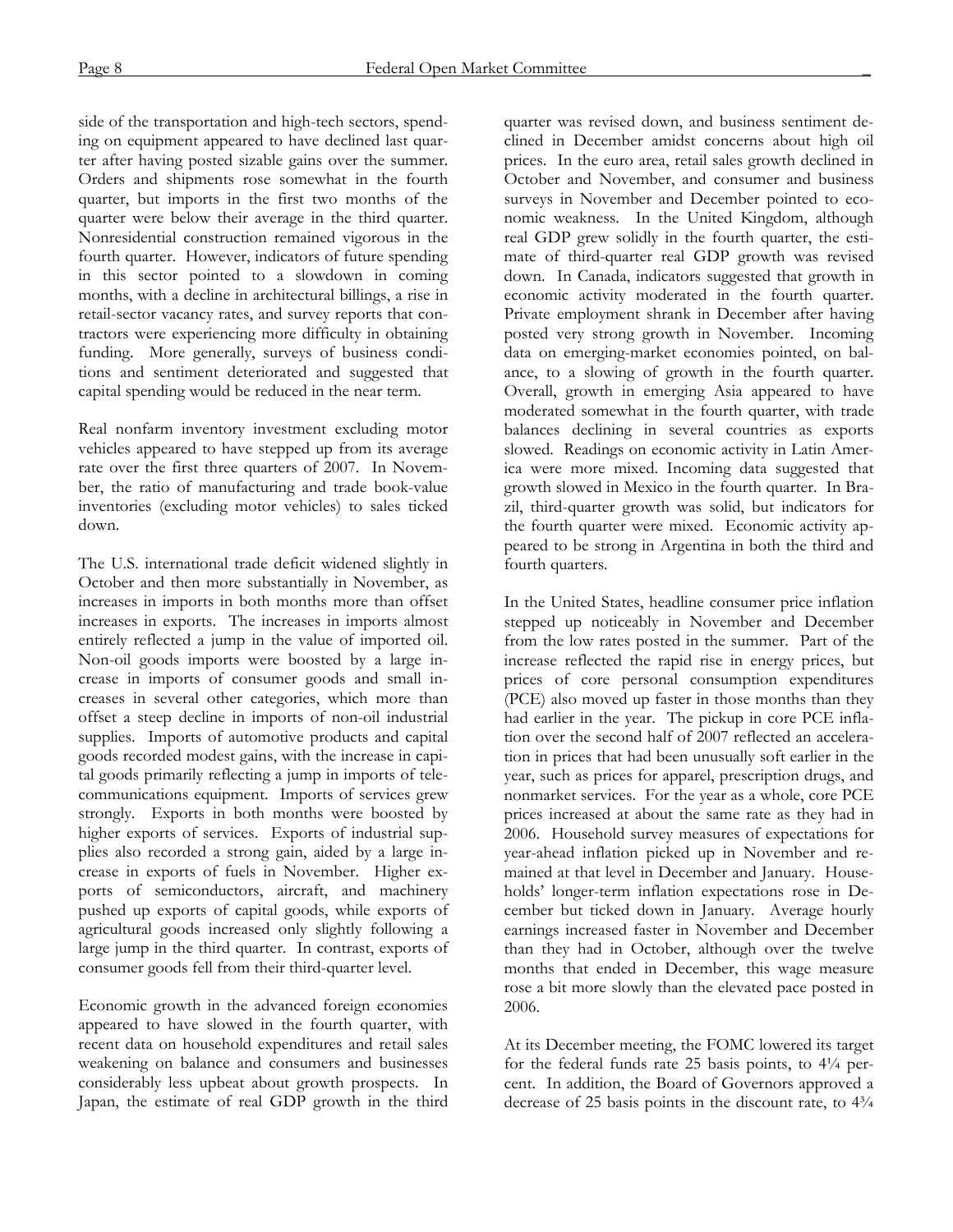side of the transportation and high-tech sectors, spending on equipment appeared to have declined last quarter after having posted sizable gains over the summer. Orders and shipments rose somewhat in the fourth quarter, but imports in the first two months of the quarter were below their average in the third quarter. Nonresidential construction remained vigorous in the fourth quarter. However, indicators of future spending in this sector pointed to a slowdown in coming months, with a decline in architectural billings, a rise in retail-sector vacancy rates, and survey reports that contractors were experiencing more difficulty in obtaining funding. More generally, surveys of business conditions and sentiment deteriorated and suggested that capital spending would be reduced in the near term.

Real nonfarm inventory investment excluding motor vehicles appeared to have stepped up from its average rate over the first three quarters of 2007. In November, the ratio of manufacturing and trade book-value inventories (excluding motor vehicles) to sales ticked down.

The U.S. international trade deficit widened slightly in October and then more substantially in November, as increases in imports in both months more than offset increases in exports. The increases in imports almost entirely reflected a jump in the value of imported oil. Non-oil goods imports were boosted by a large increase in imports of consumer goods and small increases in several other categories, which more than offset a steep decline in imports of non-oil industrial supplies. Imports of automotive products and capital goods recorded modest gains, with the increase in capital goods primarily reflecting a jump in imports of telecommunications equipment. Imports of services grew strongly. Exports in both months were boosted by higher exports of services. Exports of industrial supplies also recorded a strong gain, aided by a large increase in exports of fuels in November. Higher exports of semiconductors, aircraft, and machinery pushed up exports of capital goods, while exports of agricultural goods increased only slightly following a large jump in the third quarter. In contrast, exports of consumer goods fell from their third-quarter level.

Economic growth in the advanced foreign economies appeared to have slowed in the fourth quarter, with recent data on household expenditures and retail sales weakening on balance and consumers and businesses considerably less upbeat about growth prospects. In Japan, the estimate of real GDP growth in the third quarter was revised down, and business sentiment declined in December amidst concerns about high oil prices. In the euro area, retail sales growth declined in October and November, and consumer and business surveys in November and December pointed to economic weakness. In the United Kingdom, although real GDP grew solidly in the fourth quarter, the estimate of third-quarter real GDP growth was revised down. In Canada, indicators suggested that growth in economic activity moderated in the fourth quarter. Private employment shrank in December after having posted very strong growth in November. Incoming data on emerging-market economies pointed, on balance, to a slowing of growth in the fourth quarter. Overall, growth in emerging Asia appeared to have moderated somewhat in the fourth quarter, with trade balances declining in several countries as exports slowed. Readings on economic activity in Latin America were more mixed. Incoming data suggested that growth slowed in Mexico in the fourth quarter. In Brazil, third-quarter growth was solid, but indicators for the fourth quarter were mixed. Economic activity appeared to be strong in Argentina in both the third and fourth quarters.

In the United States, headline consumer price inflation stepped up noticeably in November and December from the low rates posted in the summer. Part of the increase reflected the rapid rise in energy prices, but prices of core personal consumption expenditures (PCE) also moved up faster in those months than they had earlier in the year. The pickup in core PCE inflation over the second half of 2007 reflected an acceleration in prices that had been unusually soft earlier in the year, such as prices for apparel, prescription drugs, and nonmarket services. For the year as a whole, core PCE prices increased at about the same rate as they had in 2006. Household survey measures of expectations for year-ahead inflation picked up in November and remained at that level in December and January. Households' longer-term inflation expectations rose in December but ticked down in January. Average hourly earnings increased faster in November and December than they had in October, although over the twelve months that ended in December, this wage measure rose a bit more slowly than the elevated pace posted in 2006.

At its December meeting, the FOMC lowered its target for the federal funds rate 25 basis points, to 4¼ percent. In addition, the Board of Governors approved a decrease of 25 basis points in the discount rate, to 4¾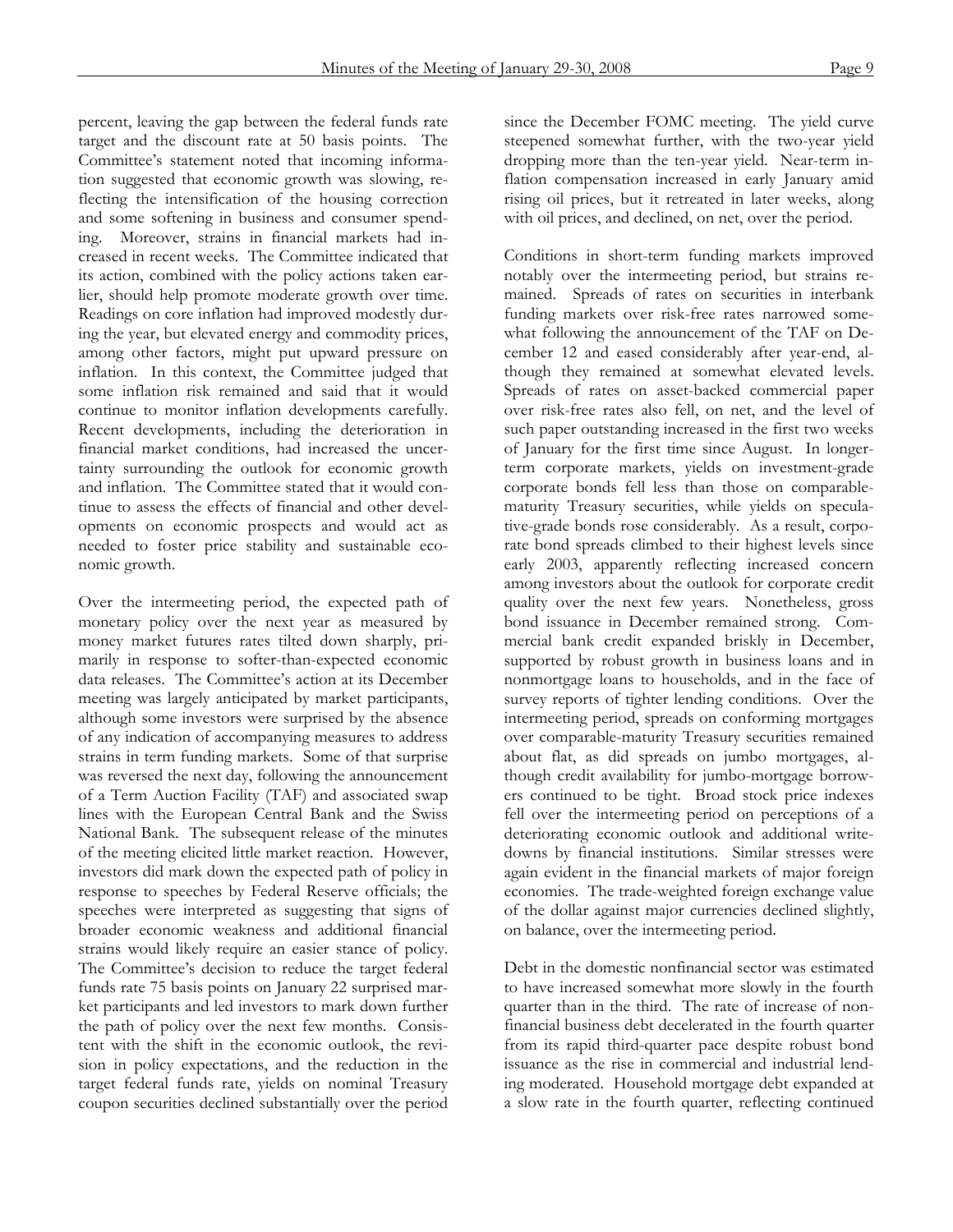percent, leaving the gap between the federal funds rate target and the discount rate at 50 basis points. The Committee's statement noted that incoming information suggested that economic growth was slowing, reflecting the intensification of the housing correction and some softening in business and consumer spending. Moreover, strains in financial markets had increased in recent weeks. The Committee indicated that its action, combined with the policy actions taken earlier, should help promote moderate growth over time. Readings on core inflation had improved modestly during the year, but elevated energy and commodity prices, among other factors, might put upward pressure on inflation. In this context, the Committee judged that some inflation risk remained and said that it would continue to monitor inflation developments carefully. Recent developments, including the deterioration in financial market conditions, had increased the uncertainty surrounding the outlook for economic growth and inflation. The Committee stated that it would continue to assess the effects of financial and other developments on economic prospects and would act as needed to foster price stability and sustainable economic growth.

Over the intermeeting period, the expected path of monetary policy over the next year as measured by money market futures rates tilted down sharply, primarily in response to softer-than-expected economic data releases. The Committee's action at its December meeting was largely anticipated by market participants, although some investors were surprised by the absence of any indication of accompanying measures to address strains in term funding markets. Some of that surprise was reversed the next day, following the announcement of a Term Auction Facility (TAF) and associated swap lines with the European Central Bank and the Swiss National Bank. The subsequent release of the minutes of the meeting elicited little market reaction. However, investors did mark down the expected path of policy in response to speeches by Federal Reserve officials; the speeches were interpreted as suggesting that signs of broader economic weakness and additional financial strains would likely require an easier stance of policy. The Committee's decision to reduce the target federal funds rate 75 basis points on January 22 surprised market participants and led investors to mark down further the path of policy over the next few months. Consistent with the shift in the economic outlook, the revision in policy expectations, and the reduction in the target federal funds rate, yields on nominal Treasury coupon securities declined substantially over the period since the December FOMC meeting. The yield curve steepened somewhat further, with the two-year yield dropping more than the ten-year yield. Near-term inflation compensation increased in early January amid rising oil prices, but it retreated in later weeks, along with oil prices, and declined, on net, over the period.

Conditions in short-term funding markets improved notably over the intermeeting period, but strains remained. Spreads of rates on securities in interbank funding markets over risk-free rates narrowed somewhat following the announcement of the TAF on December 12 and eased considerably after year-end, although they remained at somewhat elevated levels. Spreads of rates on asset-backed commercial paper over risk-free rates also fell, on net, and the level of such paper outstanding increased in the first two weeks of January for the first time since August. In longer-term corporate markets, yields on investment-grade corporate bonds fell less than those on comparable-maturity Treasury securities, while yields on speculative-grade bonds rose considerably. As a result, corporate bond spreads climbed to their highest levels since early 2003, apparently reflecting increased concern among investors about the outlook for corporate credit quality over the next few years. Nonetheless, gross bond issuance in December remained strong. Commercial bank credit expanded briskly in December, supported by robust growth in business loans and in nonmortgage loans to households, and in the face of survey reports of tighter lending conditions. Over the intermeeting period, spreads on conforming mortgages over comparable-maturity Treasury securities remained about flat, as did spreads on jumbo mortgages, although credit availability for jumbo-mortgage borrowers continued to be tight. Broad stock price indexes fell over the intermeeting period on perceptions of a deteriorating economic outlook and additional write-downs by financial institutions. Similar stresses were again evident in the financial markets of major foreign economies. The trade-weighted foreign exchange value of the dollar against major currencies declined slightly, on balance, over the intermeeting period.

Debt in the domestic nonfinancial sector was estimated to have increased somewhat more slowly in the fourth quarter than in the third. The rate of increase of nonfinancial business debt decelerated in the fourth quarter from its rapid third-quarter pace despite robust bond issuance as the rise in commercial and industrial lending moderated. Household mortgage debt expanded at a slow rate in the fourth quarter, reflecting continued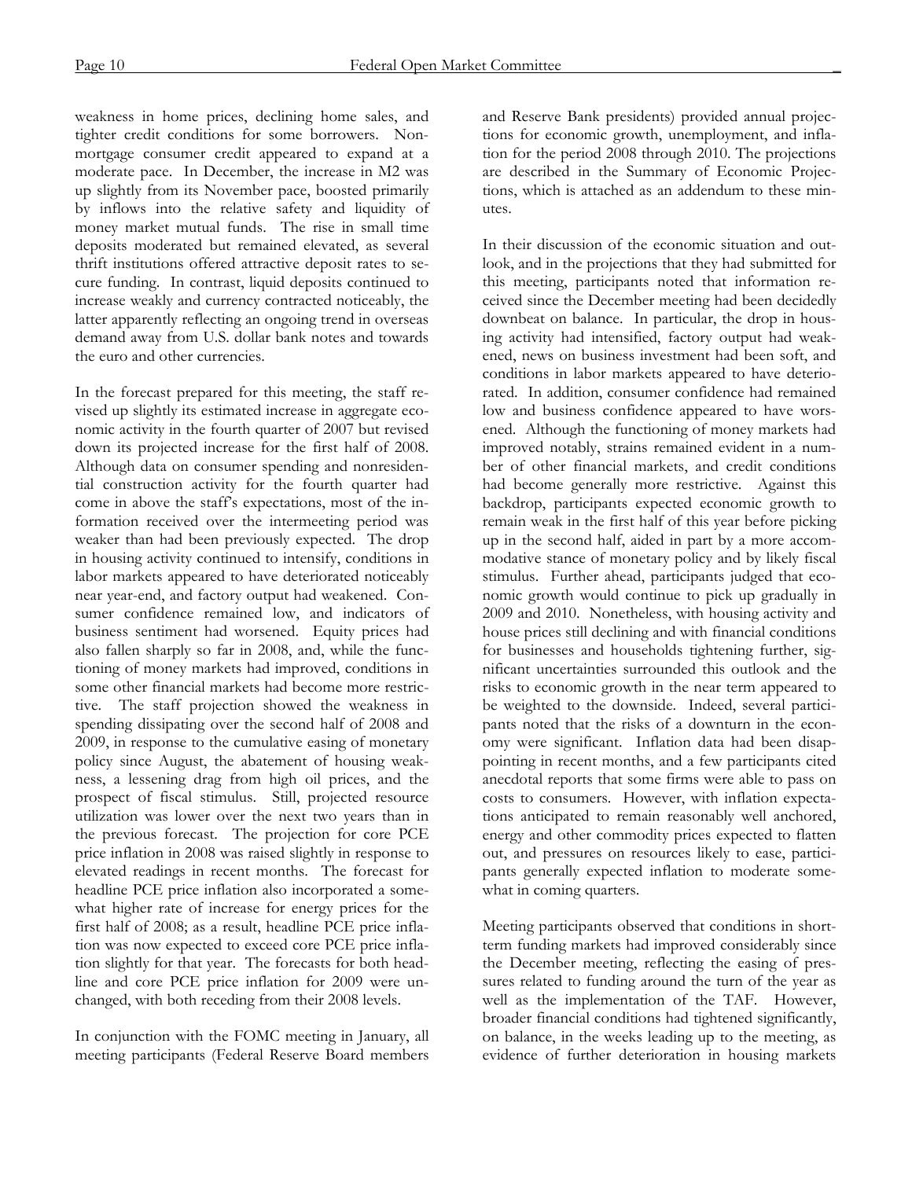weakness in home prices, declining home sales, and tighter credit conditions for some borrowers. Nonmortgage consumer credit appeared to expand at a moderate pace. In December, the increase in M2 was up slightly from its November pace, boosted primarily by inflows into the relative safety and liquidity of money market mutual funds. The rise in small time deposits moderated but remained elevated, as several thrift institutions offered attractive deposit rates to secure funding. In contrast, liquid deposits continued to increase weakly and currency contracted noticeably, the latter apparently reflecting an ongoing trend in overseas demand away from U.S. dollar bank notes and towards the euro and other currencies.

In the forecast prepared for this meeting, the staff revised up slightly its estimated increase in aggregate economic activity in the fourth quarter of 2007 but revised down its projected increase for the first half of 2008. Although data on consumer spending and nonresidential construction activity for the fourth quarter had come in above the staff's expectations, most of the information received over the intermeeting period was weaker than had been previously expected. The drop in housing activity continued to intensify, conditions in labor markets appeared to have deteriorated noticeably near year-end, and factory output had weakened. Consumer confidence remained low, and indicators of business sentiment had worsened. Equity prices had also fallen sharply so far in 2008, and, while the functioning of money markets had improved, conditions in some other financial markets had become more restrictive. The staff projection showed the weakness in spending dissipating over the second half of 2008 and 2009, in response to the cumulative easing of monetary policy since August, the abatement of housing weakness, a lessening drag from high oil prices, and the prospect of fiscal stimulus. Still, projected resource utilization was lower over the next two years than in the previous forecast. The projection for core PCE price inflation in 2008 was raised slightly in response to elevated readings in recent months. The forecast for headline PCE price inflation also incorporated a somewhat higher rate of increase for energy prices for the first half of 2008; as a result, headline PCE price inflation was now expected to exceed core PCE price inflation slightly for that year. The forecasts for both headline and core PCE price inflation for 2009 were unchanged, with both receding from their 2008 levels.

In conjunction with the FOMC meeting in January, all meeting participants (Federal Reserve Board members and Reserve Bank presidents) provided annual projections for economic growth, unemployment, and inflation for the period 2008 through 2010. The projections are described in the Summary of Economic Projections, which is attached as an addendum to these minutes.

In their discussion of the economic situation and outlook, and in the projections that they had submitted for this meeting, participants noted that information received since the December meeting had been decidedly downbeat on balance. In particular, the drop in housing activity had intensified, factory output had weakened, news on business investment had been soft, and conditions in labor markets appeared to have deteriorated. In addition, consumer confidence had remained low and business confidence appeared to have worsened. Although the functioning of money markets had improved notably, strains remained evident in a number of other financial markets, and credit conditions had become generally more restrictive. Against this backdrop, participants expected economic growth to remain weak in the first half of this year before picking up in the second half, aided in part by a more accommodative stance of monetary policy and by likely fiscal stimulus. Further ahead, participants judged that economic growth would continue to pick up gradually in 2009 and 2010. Nonetheless, with housing activity and house prices still declining and with financial conditions for businesses and households tightening further, significant uncertainties surrounded this outlook and the risks to economic growth in the near term appeared to be weighted to the downside. Indeed, several participants noted that the risks of a downturn in the economy were significant. Inflation data had been disappointing in recent months, and a few participants cited anecdotal reports that some firms were able to pass on costs to consumers. However, with inflation expectations anticipated to remain reasonably well anchored, energy and other commodity prices expected to flatten out, and pressures on resources likely to ease, participants generally expected inflation to moderate somewhat in coming quarters.

Meeting participants observed that conditions in short-term funding markets had improved considerably since the December meeting, reflecting the easing of pressures related to funding around the turn of the year as well as the implementation of the TAF. However, broader financial conditions had tightened significantly, on balance, in the weeks leading up to the meeting, as evidence of further deterioration in housing markets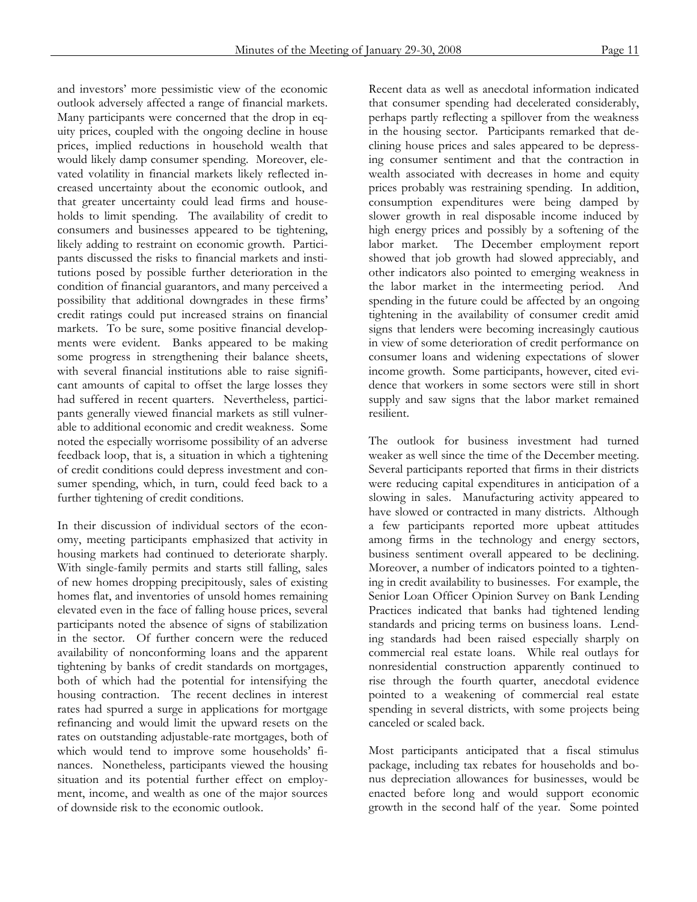and investors' more pessimistic view of the economic outlook adversely affected a range of financial markets. Many participants were concerned that the drop in equity prices, coupled with the ongoing decline in house prices, implied reductions in household wealth that would likely damp consumer spending. Moreover, elevated volatility in financial markets likely reflected increased uncertainty about the economic outlook, and that greater uncertainty could lead firms and households to limit spending. The availability of credit to consumers and businesses appeared to be tightening, likely adding to restraint on economic growth. Participants discussed the risks to financial markets and institutions posed by possible further deterioration in the condition of financial guarantors, and many perceived a possibility that additional downgrades in these firms' credit ratings could put increased strains on financial markets. To be sure, some positive financial developments were evident. Banks appeared to be making some progress in strengthening their balance sheets, with several financial institutions able to raise significant amounts of capital to offset the large losses they had suffered in recent quarters. Nevertheless, participants generally viewed financial markets as still vulnerable to additional economic and credit weakness. Some noted the especially worrisome possibility of an adverse feedback loop, that is, a situation in which a tightening of credit conditions could depress investment and consumer spending, which, in turn, could feed back to a further tightening of credit conditions.

In their discussion of individual sectors of the economy, meeting participants emphasized that activity in housing markets had continued to deteriorate sharply. With single-family permits and starts still falling, sales of new homes dropping precipitously, sales of existing homes flat, and inventories of unsold homes remaining elevated even in the face of falling house prices, several participants noted the absence of signs of stabilization in the sector. Of further concern were the reduced availability of nonconforming loans and the apparent tightening by banks of credit standards on mortgages, both of which had the potential for intensifying the housing contraction. The recent declines in interest rates had spurred a surge in applications for mortgage refinancing and would limit the upward resets on the rates on outstanding adjustable-rate mortgages, both of which would tend to improve some households' finances. Nonetheless, participants viewed the housing situation and its potential further effect on employment, income, and wealth as one of the major sources of downside risk to the economic outlook.

Recent data as well as anecdotal information indicated that consumer spending had decelerated considerably, perhaps partly reflecting a spillover from the weakness in the housing sector. Participants remarked that declining house prices and sales appeared to be depressing consumer sentiment and that the contraction in wealth associated with decreases in home and equity prices probably was restraining spending. In addition, consumption expenditures were being damped by slower growth in real disposable income induced by high energy prices and possibly by a softening of the labor market. The December employment report showed that job growth had slowed appreciably, and other indicators also pointed to emerging weakness in the labor market in the intermeeting period. And spending in the future could be affected by an ongoing tightening in the availability of consumer credit amid signs that lenders were becoming increasingly cautious in view of some deterioration of credit performance on consumer loans and widening expectations of slower income growth. Some participants, however, cited evidence that workers in some sectors were still in short supply and saw signs that the labor market remained resilient.

The outlook for business investment had turned weaker as well since the time of the December meeting. Several participants reported that firms in their districts were reducing capital expenditures in anticipation of a slowing in sales. Manufacturing activity appeared to have slowed or contracted in many districts. Although a few participants reported more upbeat attitudes among firms in the technology and energy sectors, business sentiment overall appeared to be declining. Moreover, a number of indicators pointed to a tightening in credit availability to businesses. For example, the Senior Loan Officer Opinion Survey on Bank Lending Practices indicated that banks had tightened lending standards and pricing terms on business loans. Lending standards had been raised especially sharply on commercial real estate loans. While real outlays for nonresidential construction apparently continued to rise through the fourth quarter, anecdotal evidence pointed to a weakening of commercial real estate spending in several districts, with some projects being canceled or scaled back.

Most participants anticipated that a fiscal stimulus package, including tax rebates for households and bonus depreciation allowances for businesses, would be enacted before long and would support economic growth in the second half of the year. Some pointed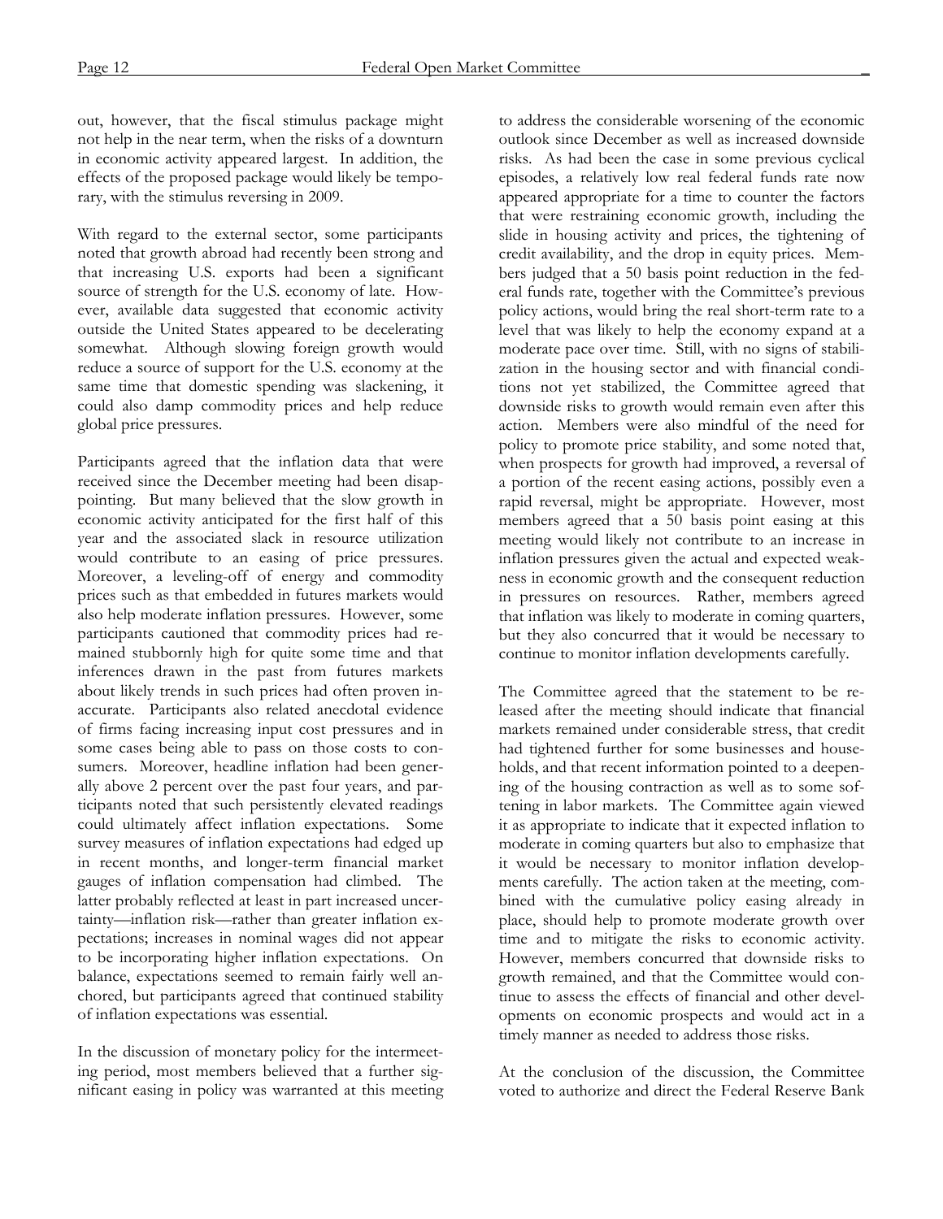out, however, that the fiscal stimulus package might not help in the near term, when the risks of a downturn in economic activity appeared largest. In addition, the effects of the proposed package would likely be temporary, with the stimulus reversing in 2009.

With regard to the external sector, some participants noted that growth abroad had recently been strong and that increasing U.S. exports had been a significant source of strength for the U.S. economy of late. However, available data suggested that economic activity outside the United States appeared to be decelerating somewhat. Although slowing foreign growth would reduce a source of support for the U.S. economy at the same time that domestic spending was slackening, it could also damp commodity prices and help reduce global price pressures.

Participants agreed that the inflation data that were received since the December meeting had been disappointing. But many believed that the slow growth in economic activity anticipated for the first half of this year and the associated slack in resource utilization would contribute to an easing of price pressures. Moreover, a leveling-off of energy and commodity prices such as that embedded in futures markets would also help moderate inflation pressures. However, some participants cautioned that commodity prices had remained stubbornly high for quite some time and that inferences drawn in the past from futures markets about likely trends in such prices had often proven inaccurate. Participants also related anecdotal evidence of firms facing increasing input cost pressures and in some cases being able to pass on those costs to consumers. Moreover, headline inflation had been generally above 2 percent over the past four years, and participants noted that such persistently elevated readings could ultimately affect inflation expectations. Some survey measures of inflation expectations had edged up in recent months, and longer-term financial market gauges of inflation compensation had climbed. The latter probably reflected at least in part increased uncertainty—inflation risk—rather than greater inflation expectations; increases in nominal wages did not appear to be incorporating higher inflation expectations. On balance, expectations seemed to remain fairly well anchored, but participants agreed that continued stability of inflation expectations was essential.

In the discussion of monetary policy for the intermeeting period, most members believed that a further significant easing in policy was warranted at this meeting to address the considerable worsening of the economic outlook since December as well as increased downside risks. As had been the case in some previous cyclical episodes, a relatively low real federal funds rate now appeared appropriate for a time to counter the factors that were restraining economic growth, including the slide in housing activity and prices, the tightening of credit availability, and the drop in equity prices. Members judged that a 50 basis point reduction in the federal funds rate, together with the Committee's previous policy actions, would bring the real short-term rate to a level that was likely to help the economy expand at a moderate pace over time. Still, with no signs of stabilization in the housing sector and with financial conditions not yet stabilized, the Committee agreed that downside risks to growth would remain even after this action. Members were also mindful of the need for policy to promote price stability, and some noted that, when prospects for growth had improved, a reversal of a portion of the recent easing actions, possibly even a rapid reversal, might be appropriate. However, most members agreed that a 50 basis point easing at this meeting would likely not contribute to an increase in inflation pressures given the actual and expected weakness in economic growth and the consequent reduction in pressures on resources. Rather, members agreed that inflation was likely to moderate in coming quarters, but they also concurred that it would be necessary to continue to monitor inflation developments carefully.

The Committee agreed that the statement to be released after the meeting should indicate that financial markets remained under considerable stress, that credit had tightened further for some businesses and households, and that recent information pointed to a deepening of the housing contraction as well as to some softening in labor markets. The Committee again viewed it as appropriate to indicate that it expected inflation to moderate in coming quarters but also to emphasize that it would be necessary to monitor inflation developments carefully. The action taken at the meeting, combined with the cumulative policy easing already in place, should help to promote moderate growth over time and to mitigate the risks to economic activity. However, members concurred that downside risks to growth remained, and that the Committee would continue to assess the effects of financial and other developments on economic prospects and would act in a timely manner as needed to address those risks.

At the conclusion of the discussion, the Committee voted to authorize and direct the Federal Reserve Bank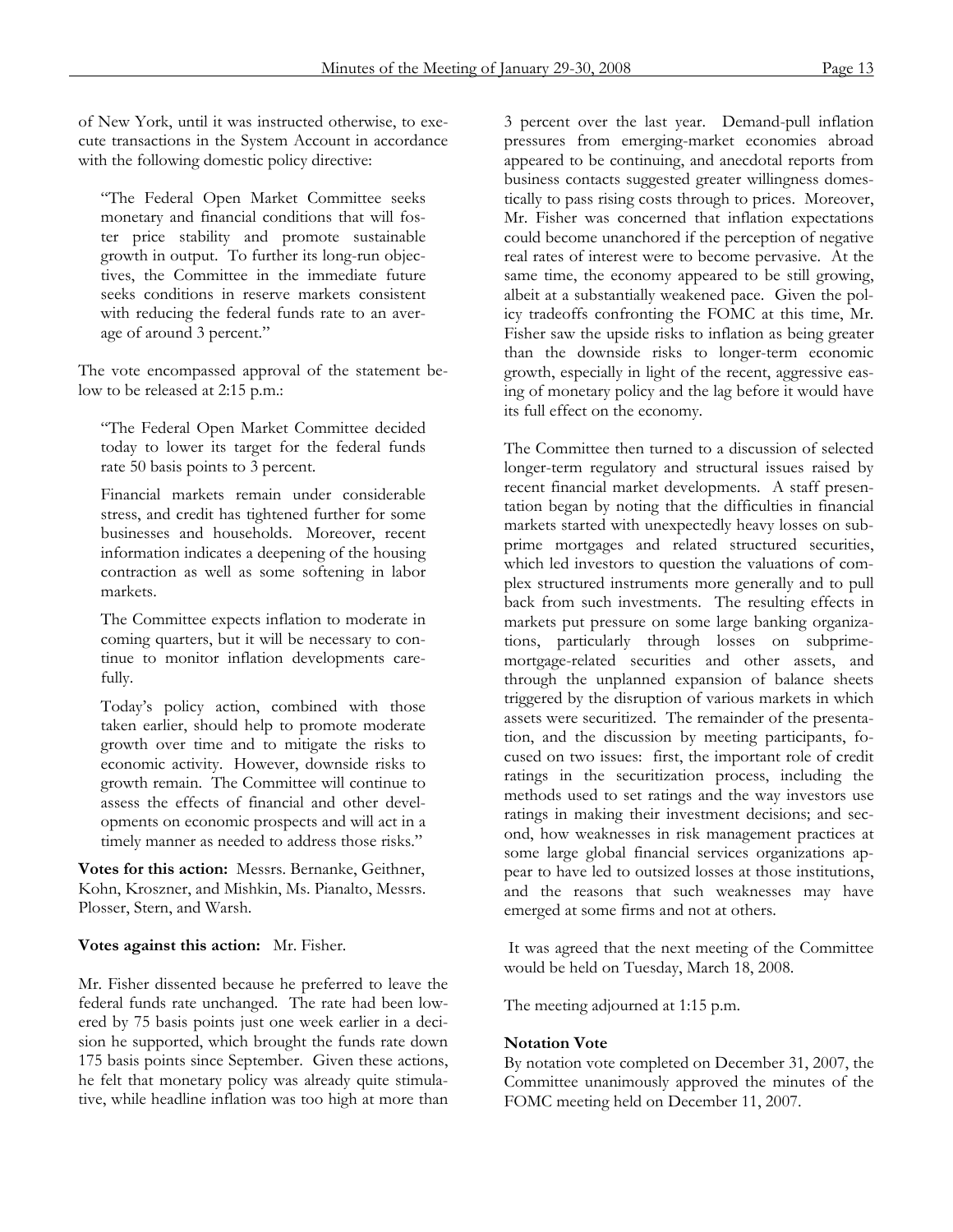of New York, until it was instructed otherwise, to execute transactions in the System Account in accordance with the following domestic policy directive:

> "The Federal Open Market Committee seeks monetary and financial conditions that will foster price stability and promote sustainable growth in output. To further its long-run objectives, the Committee in the immediate future seeks conditions in reserve markets consistent with reducing the federal funds rate to an average of around 3 percent."

The vote encompassed approval of the statement below to be released at 2:15 p.m.:

> "The Federal Open Market Committee decided today to lower its target for the federal funds rate 50 basis points to 3 percent.
>
> Financial markets remain under considerable stress, and credit has tightened further for some businesses and households. Moreover, recent information indicates a deepening of the housing contraction as well as some softening in labor markets.
>
> The Committee expects inflation to moderate in coming quarters, but it will be necessary to continue to monitor inflation developments carefully.
>
> Today's policy action, combined with those taken earlier, should help to promote moderate growth over time and to mitigate the risks to economic activity. However, downside risks to growth remain. The Committee will continue to assess the effects of financial and other developments on economic prospects and will act in a timely manner as needed to address those risks."

**Votes for this action:** Messrs. Bernanke, Geithner, Kohn, Kroszner, and Mishkin, Ms. Pianalto, Messrs. Plosser, Stern, and Warsh.

**Votes against this action:** Mr. Fisher.

Mr. Fisher dissented because he preferred to leave the federal funds rate unchanged. The rate had been lowered by 75 basis points just one week earlier in a decision he supported, which brought the funds rate down 175 basis points since September. Given these actions, he felt that monetary policy was already quite stimulative, while headline inflation was too high at more than 3 percent over the last year. Demand-pull inflation pressures from emerging-market economies abroad appeared to be continuing, and anecdotal reports from business contacts suggested greater willingness domestically to pass rising costs through to prices. Moreover, Mr. Fisher was concerned that inflation expectations could become unanchored if the perception of negative real rates of interest were to become pervasive. At the same time, the economy appeared to be still growing, albeit at a substantially weakened pace. Given the policy tradeoffs confronting the FOMC at this time, Mr. Fisher saw the upside risks to inflation as being greater than the downside risks to longer-term economic growth, especially in light of the recent, aggressive easing of monetary policy and the lag before it would have its full effect on the economy.

The Committee then turned to a discussion of selected longer-term regulatory and structural issues raised by recent financial market developments. A staff presentation began by noting that the difficulties in financial markets started with unexpectedly heavy losses on subprime mortgages and related structured securities, which led investors to question the valuations of complex structured instruments more generally and to pull back from such investments. The resulting effects in markets put pressure on some large banking organizations, particularly through losses on subprime-mortgage-related securities and other assets, and through the unplanned expansion of balance sheets triggered by the disruption of various markets in which assets were securitized. The remainder of the presentation, and the discussion by meeting participants, focused on two issues: first, the important role of credit ratings in the securitization process, including the methods used to set ratings and the way investors use ratings in making their investment decisions; and second, how weaknesses in risk management practices at some large global financial services organizations appear to have led to outsized losses at those institutions, and the reasons that such weaknesses may have emerged at some firms and not at others.

It was agreed that the next meeting of the Committee would be held on Tuesday, March 18, 2008.

The meeting adjourned at 1:15 p.m.

**Notation Vote**

By notation vote completed on December 31, 2007, the Committee unanimously approved the minutes of the FOMC meeting held on December 11, 2007.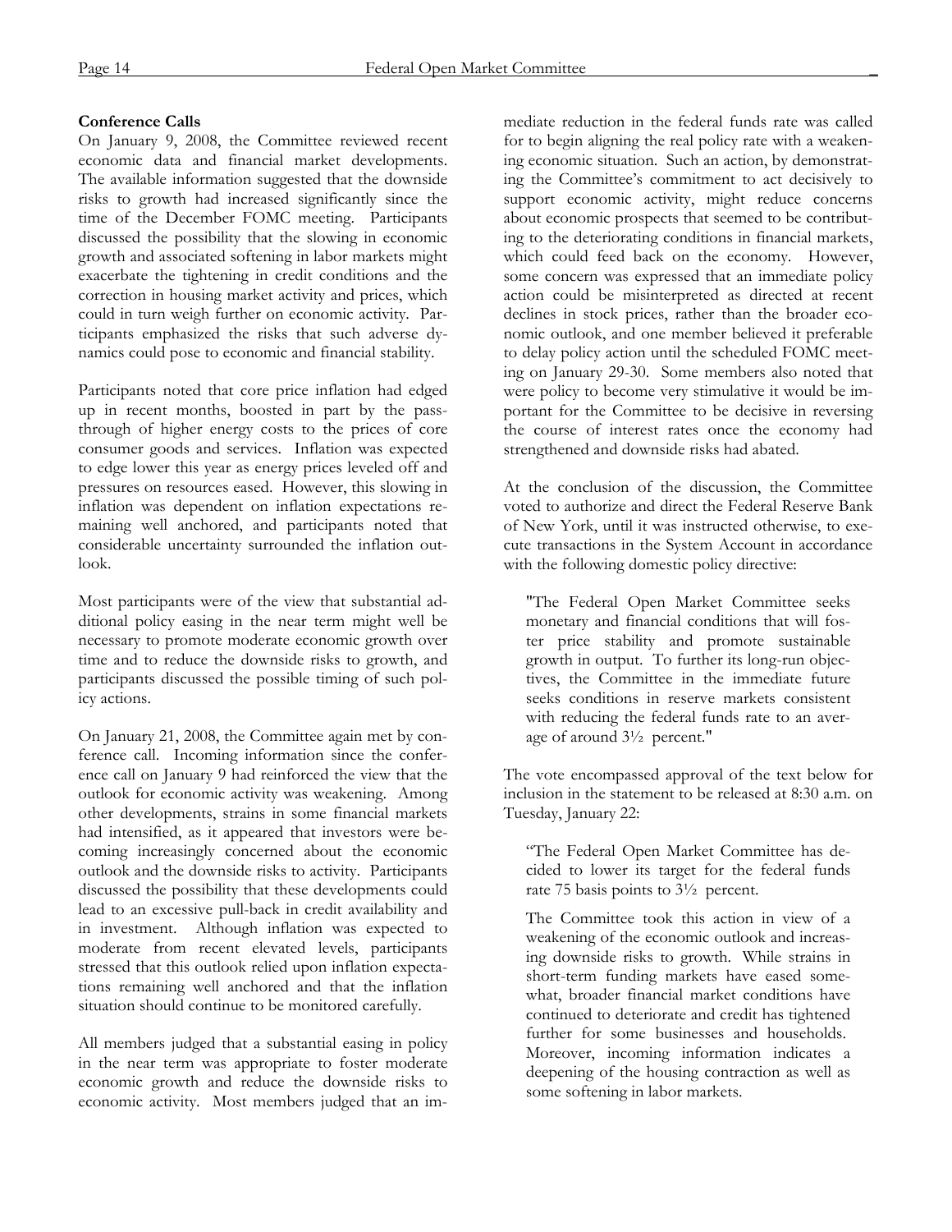**Conference Calls**

On January 9, 2008, the Committee reviewed recent economic data and financial market developments. The available information suggested that the downside risks to growth had increased significantly since the time of the December FOMC meeting. Participants discussed the possibility that the slowing in economic growth and associated softening in labor markets might exacerbate the tightening in credit conditions and the correction in housing market activity and prices, which could in turn weigh further on economic activity. Participants emphasized the risks that such adverse dynamics could pose to economic and financial stability.

Participants noted that core price inflation had edged up in recent months, boosted in part by the pass-through of higher energy costs to the prices of core consumer goods and services. Inflation was expected to edge lower this year as energy prices leveled off and pressures on resources eased. However, this slowing in inflation was dependent on inflation expectations remaining well anchored, and participants noted that considerable uncertainty surrounded the inflation outlook.

Most participants were of the view that substantial additional policy easing in the near term might well be necessary to promote moderate economic growth over time and to reduce the downside risks to growth, and participants discussed the possible timing of such policy actions.

On January 21, 2008, the Committee again met by conference call. Incoming information since the conference call on January 9 had reinforced the view that the outlook for economic activity was weakening. Among other developments, strains in some financial markets had intensified, as it appeared that investors were becoming increasingly concerned about the economic outlook and the downside risks to activity. Participants discussed the possibility that these developments could lead to an excessive pull-back in credit availability and in investment. Although inflation was expected to moderate from recent elevated levels, participants stressed that this outlook relied upon inflation expectations remaining well anchored and that the inflation situation should continue to be monitored carefully.

All members judged that a substantial easing in policy in the near term was appropriate to foster moderate economic growth and reduce the downside risks to economic activity. Most members judged that an immediate reduction in the federal funds rate was called for to begin aligning the real policy rate with a weakening economic situation. Such an action, by demonstrating the Committee's commitment to act decisively to support economic activity, might reduce concerns about economic prospects that seemed to be contributing to the deteriorating conditions in financial markets, which could feed back on the economy. However, some concern was expressed that an immediate policy action could be misinterpreted as directed at recent declines in stock prices, rather than the broader economic outlook, and one member believed it preferable to delay policy action until the scheduled FOMC meeting on January 29-30. Some members also noted that were policy to become very stimulative it would be important for the Committee to be decisive in reversing the course of interest rates once the economy had strengthened and downside risks had abated.

At the conclusion of the discussion, the Committee voted to authorize and direct the Federal Reserve Bank of New York, until it was instructed otherwise, to execute transactions in the System Account in accordance with the following domestic policy directive:

> "The Federal Open Market Committee seeks monetary and financial conditions that will foster price stability and promote sustainable growth in output. To further its long-run objectives, the Committee in the immediate future seeks conditions in reserve markets consistent with reducing the federal funds rate to an average of around 3½ percent."

The vote encompassed approval of the text below for inclusion in the statement to be released at 8:30 a.m. on Tuesday, January 22:

> "The Federal Open Market Committee has decided to lower its target for the federal funds rate 75 basis points to 3½ percent.
>
> The Committee took this action in view of a weakening of the economic outlook and increasing downside risks to growth. While strains in short-term funding markets have eased somewhat, broader financial market conditions have continued to deteriorate and credit has tightened further for some businesses and households. Moreover, incoming information indicates a deepening of the housing contraction as well as some softening in labor markets.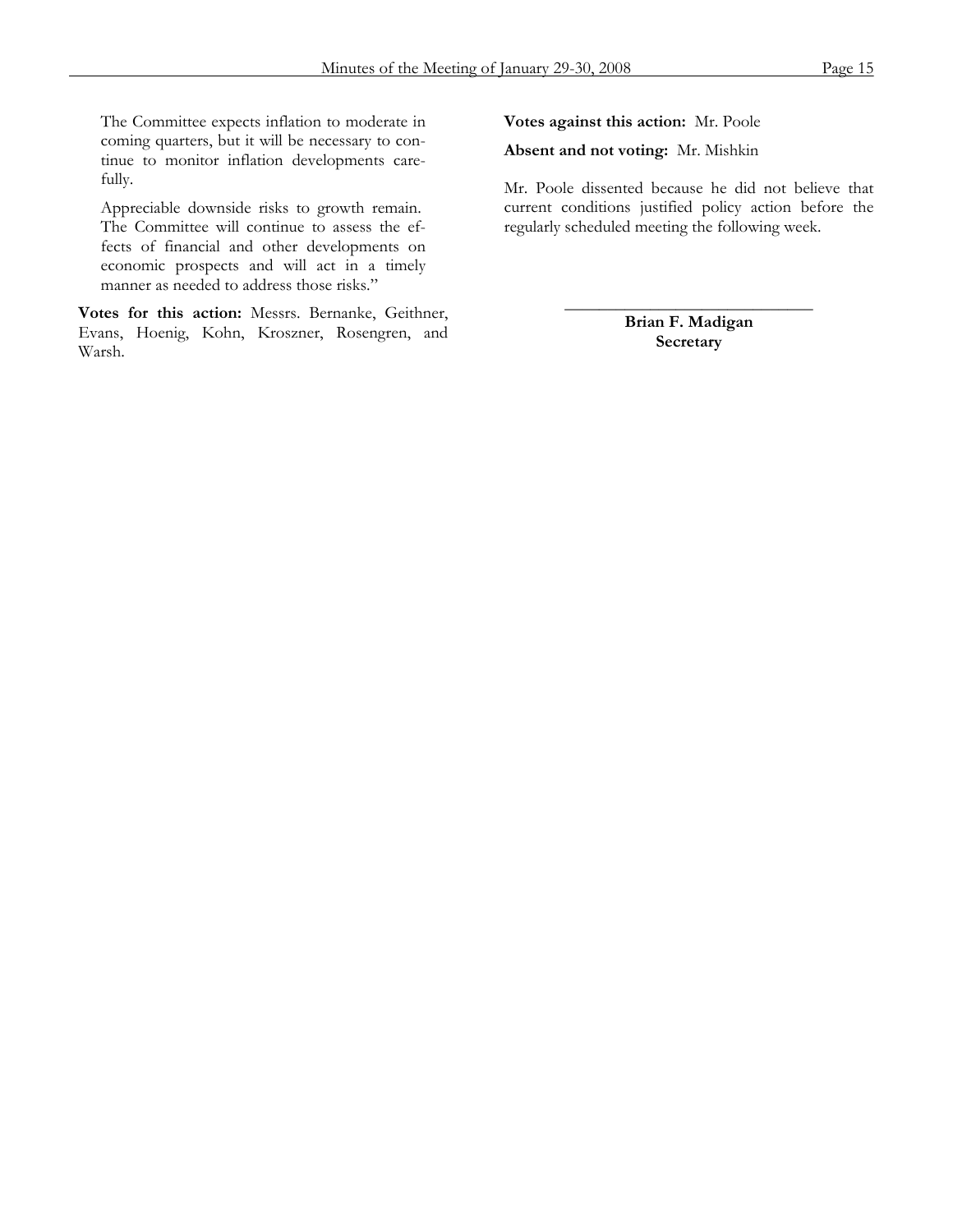> The Committee expects inflation to moderate in coming quarters, but it will be necessary to continue to monitor inflation developments carefully.
>
> Appreciable downside risks to growth remain. The Committee will continue to assess the effects of financial and other developments on economic prospects and will act in a timely manner as needed to address those risks."

**Votes for this action:** Messrs. Bernanke, Geithner, Evans, Hoenig, Kohn, Kroszner, Rosengren, and Warsh.

**Votes against this action:** Mr. Poole

**Absent and not voting:** Mr. Mishkin

Mr. Poole dissented because he did not believe that current conditions justified policy action before the regularly scheduled meeting the following week.

_______________________________

**Brian F. Madigan**
**Secretary**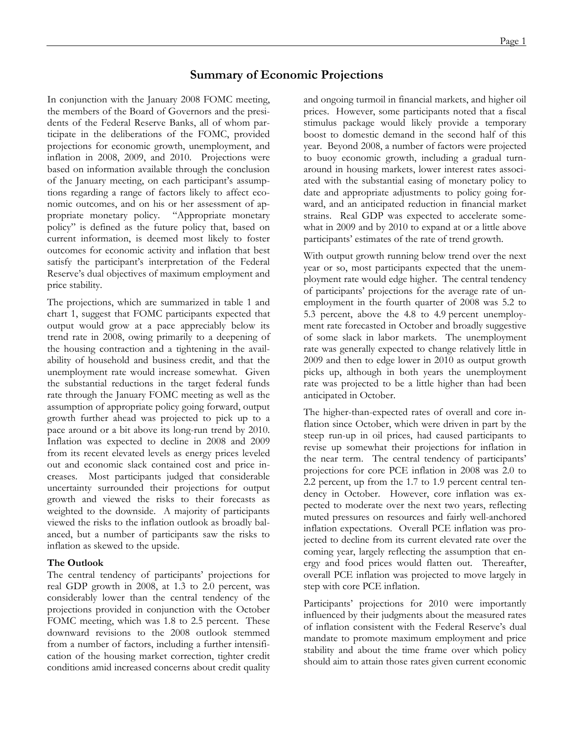# Summary of Economic Projections

In conjunction with the January 2008 FOMC meeting, the members of the Board of Governors and the presidents of the Federal Reserve Banks, all of whom participate in the deliberations of the FOMC, provided projections for economic growth, unemployment, and inflation in 2008, 2009, and 2010. Projections were based on information available through the conclusion of the January meeting, on each participant's assumptions regarding a range of factors likely to affect economic outcomes, and on his or her assessment of appropriate monetary policy. "Appropriate monetary policy" is defined as the future policy that, based on current information, is deemed most likely to foster outcomes for economic activity and inflation that best satisfy the participant's interpretation of the Federal Reserve's dual objectives of maximum employment and price stability.

The projections, which are summarized in table 1 and chart 1, suggest that FOMC participants expected that output would grow at a pace appreciably below its trend rate in 2008, owing primarily to a deepening of the housing contraction and a tightening in the availability of household and business credit, and that the unemployment rate would increase somewhat. Given the substantial reductions in the target federal funds rate through the January FOMC meeting as well as the assumption of appropriate policy going forward, output growth further ahead was projected to pick up to a pace around or a bit above its long-run trend by 2010. Inflation was expected to decline in 2008 and 2009 from its recent elevated levels as energy prices leveled out and economic slack contained cost and price increases. Most participants judged that considerable uncertainty surrounded their projections for output growth and viewed the risks to their forecasts as weighted to the downside. A majority of participants viewed the risks to the inflation outlook as broadly balanced, but a number of participants saw the risks to inflation as skewed to the upside.

**The Outlook**

The central tendency of participants' projections for real GDP growth in 2008, at 1.3 to 2.0 percent, was considerably lower than the central tendency of the projections provided in conjunction with the October FOMC meeting, which was 1.8 to 2.5 percent. These downward revisions to the 2008 outlook stemmed from a number of factors, including a further intensification of the housing market correction, tighter credit conditions amid increased concerns about credit quality and ongoing turmoil in financial markets, and higher oil prices. However, some participants noted that a fiscal stimulus package would likely provide a temporary boost to domestic demand in the second half of this year. Beyond 2008, a number of factors were projected to buoy economic growth, including a gradual turnaround in housing markets, lower interest rates associated with the substantial easing of monetary policy to date and appropriate adjustments to policy going forward, and an anticipated reduction in financial market strains. Real GDP was expected to accelerate somewhat in 2009 and by 2010 to expand at or a little above participants' estimates of the rate of trend growth.

With output growth running below trend over the next year or so, most participants expected that the unemployment rate would edge higher. The central tendency of participants' projections for the average rate of unemployment in the fourth quarter of 2008 was 5.2 to 5.3 percent, above the 4.8 to 4.9 percent unemployment rate forecasted in October and broadly suggestive of some slack in labor markets. The unemployment rate was generally expected to change relatively little in 2009 and then to edge lower in 2010 as output growth picks up, although in both years the unemployment rate was projected to be a little higher than had been anticipated in October.

The higher-than-expected rates of overall and core inflation since October, which were driven in part by the steep run-up in oil prices, had caused participants to revise up somewhat their projections for inflation in the near term. The central tendency of participants' projections for core PCE inflation in 2008 was 2.0 to 2.2 percent, up from the 1.7 to 1.9 percent central tendency in October. However, core inflation was expected to moderate over the next two years, reflecting muted pressures on resources and fairly well-anchored inflation expectations. Overall PCE inflation was projected to decline from its current elevated rate over the coming year, largely reflecting the assumption that energy and food prices would flatten out. Thereafter, overall PCE inflation was projected to move largely in step with core PCE inflation.

Participants' projections for 2010 were importantly influenced by their judgments about the measured rates of inflation consistent with the Federal Reserve's dual mandate to promote maximum employment and price stability and about the time frame over which policy should aim to attain those rates given current economic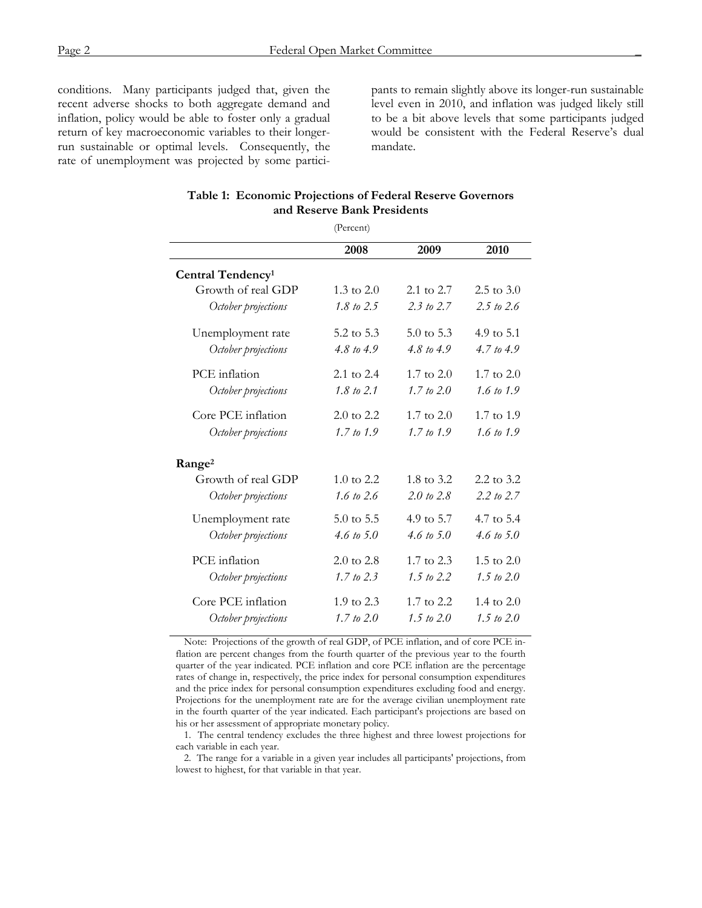conditions. Many participants judged that, given the recent adverse shocks to both aggregate demand and inflation, policy would be able to foster only a gradual return of key macroeconomic variables to their longer-run sustainable or optimal levels. Consequently, the rate of unemployment was projected by some participants to remain slightly above its longer-run sustainable level even in 2010, and inflation was judged likely still to be a bit above levels that some participants judged would be consistent with the Federal Reserve's dual mandate.

**Table 1: Economic Projections of Federal Reserve Governors and Reserve Bank Presidents**

(Percent)

| | 2008 | 2009 | 2010 |
|---|---|---|---|
| **Central Tendency**[1] | | | |
| Growth of real GDP | 1.3 to 2.0 | 2.1 to 2.7 | 2.5 to 3.0 |
| *October projections* | *1.8 to 2.5* | *2.3 to 2.7* | *2.5 to 2.6* |
| Unemployment rate | 5.2 to 5.3 | 5.0 to 5.3 | 4.9 to 5.1 |
| *October projections* | *4.8 to 4.9* | *4.8 to 4.9* | *4.7 to 4.9* |
| PCE inflation | 2.1 to 2.4 | 1.7 to 2.0 | 1.7 to 2.0 |
| *October projections* | *1.8 to 2.1* | *1.7 to 2.0* | *1.6 to 1.9* |
| Core PCE inflation | 2.0 to 2.2 | 1.7 to 2.0 | 1.7 to 1.9 |
| *October projections* | *1.7 to 1.9* | *1.7 to 1.9* | *1.6 to 1.9* |
| **Range**[2] | | | |
| Growth of real GDP | 1.0 to 2.2 | 1.8 to 3.2 | 2.2 to 3.2 |
| *October projections* | *1.6 to 2.6* | *2.0 to 2.8* | *2.2 to 2.7* |
| Unemployment rate | 5.0 to 5.5 | 4.9 to 5.7 | 4.7 to 5.4 |
| *October projections* | *4.6 to 5.0* | *4.6 to 5.0* | *4.6 to 5.0* |
| PCE inflation | 2.0 to 2.8 | 1.7 to 2.3 | 1.5 to 2.0 |
| *October projections* | *1.7 to 2.3* | *1.5 to 2.2* | *1.5 to 2.0* |
| Core PCE inflation | 1.9 to 2.3 | 1.7 to 2.2 | 1.4 to 2.0 |
| *October projections* | *1.7 to 2.0* | *1.5 to 2.0* | *1.5 to 2.0* |

Note: Projections of the growth of real GDP, of PCE inflation, and of core PCE inflation are percent changes from the fourth quarter of the previous year to the fourth quarter of the year indicated. PCE inflation and core PCE inflation are the percentage rates of change in, respectively, the price index for personal consumption expenditures and the price index for personal consumption expenditures excluding food and energy. Projections for the unemployment rate are for the average civilian unemployment rate in the fourth quarter of the year indicated. Each participant's projections are based on his or her assessment of appropriate monetary policy.

1. The central tendency excludes the three highest and three lowest projections for each variable in each year.

2. The range for a variable in a given year includes all participants' projections, from lowest to highest, for that variable in that year.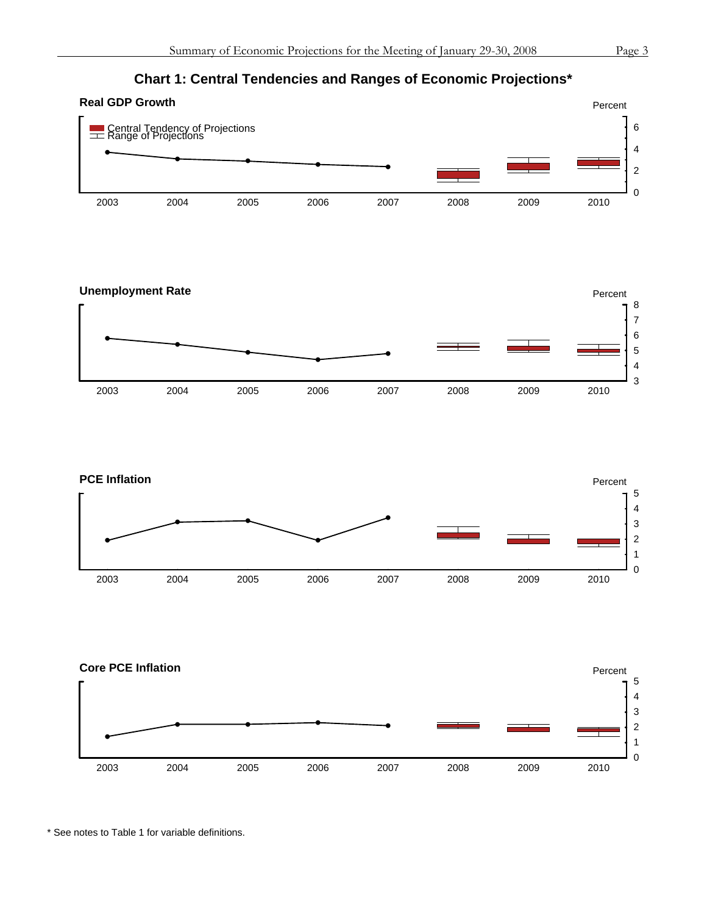# Chart 1: Central Tendencies and Ranges of Economic Projections*

### Real GDP Growth

Percent

Central Tendency of Projections
Range of Projections

6
4
2
0

2003 2004 2005 2006 2007 2008 2009 2010

### Unemployment Rate

Percent

8
7
6
5
4
3

2003 2004 2005 2006 2007 2008 2009 2010

### PCE Inflation

Percent

5
4
3
2
1
0

2003 2004 2005 2006 2007 2008 2009 2010

### Core PCE Inflation

Percent

5
4
3
2
1
0

2003 2004 2005 2006 2007 2008 2009 2010

* See notes to Table 1 for variable definitions.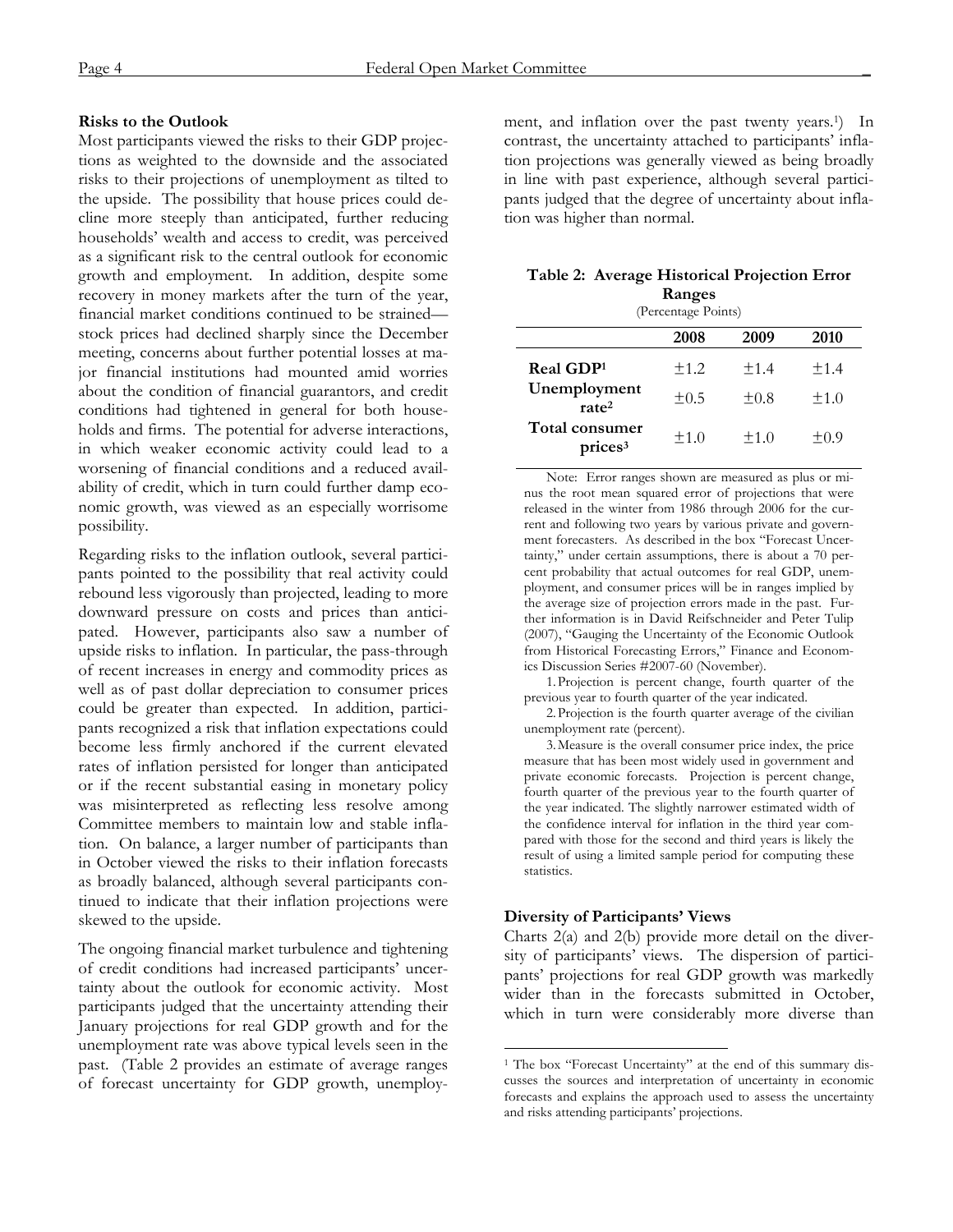### Risks to the Outlook

Most participants viewed the risks to their GDP projections as weighted to the downside and the associated risks to their projections of unemployment as tilted to the upside. The possibility that house prices could decline more steeply than anticipated, further reducing households' wealth and access to credit, was perceived as a significant risk to the central outlook for economic growth and employment. In addition, despite some recovery in money markets after the turn of the year, financial market conditions continued to be strained—stock prices had declined sharply since the December meeting, concerns about further potential losses at major financial institutions had mounted amid worries about the condition of financial guarantors, and credit conditions had tightened in general for both households and firms. The potential for adverse interactions, in which weaker economic activity could lead to a worsening of financial conditions and a reduced availability of credit, which in turn could further damp economic growth, was viewed as an especially worrisome possibility.

Regarding risks to the inflation outlook, several participants pointed to the possibility that real activity could rebound less vigorously than projected, leading to more downward pressure on costs and prices than anticipated. However, participants also saw a number of upside risks to inflation. In particular, the pass-through of recent increases in energy and commodity prices as well as of past dollar depreciation to consumer prices could be greater than expected. In addition, participants recognized a risk that inflation expectations could become less firmly anchored if the current elevated rates of inflation persisted for longer than anticipated or if the recent substantial easing in monetary policy was misinterpreted as reflecting less resolve among Committee members to maintain low and stable inflation. On balance, a larger number of participants than in October viewed the risks to their inflation forecasts as broadly balanced, although several participants continued to indicate that their inflation projections were skewed to the upside.

The ongoing financial market turbulence and tightening of credit conditions had increased participants' uncertainty about the outlook for economic activity. Most participants judged that the uncertainty attending their January projections for real GDP growth and for the unemployment rate was above typical levels seen in the past. (Table 2 provides an estimate of average ranges of forecast uncertainty for GDP growth, unemployment, and inflation over the past twenty years.[1]) In contrast, the uncertainty attached to participants' inflation projections was generally viewed as being broadly in line with past experience, although several participants judged that the degree of uncertainty about inflation was higher than normal.

**Table 2: Average Historical Projection Error Ranges**
(Percentage Points)

| | 2008 | 2009 | 2010 |
|---|---|---|---|
| **Real GDP[1]** | ±1.2 | ±1.4 | ±1.4 |
| **Unemployment rate[2]** | ±0.5 | ±0.8 | ±1.0 |
| **Total consumer prices[3]** | ±1.0 | ±1.0 | ±0.9 |

Note: Error ranges shown are measured as plus or minus the root mean squared error of projections that were released in the winter from 1986 through 2006 for the current and following two years by various private and government forecasters. As described in the box "Forecast Uncertainty," under certain assumptions, there is about a 70 percent probability that actual outcomes for real GDP, unemployment, and consumer prices will be in ranges implied by the average size of projection errors made in the past. Further information is in David Reifschneider and Peter Tulip (2007), "Gauging the Uncertainty of the Economic Outlook from Historical Forecasting Errors," Finance and Economics Discussion Series #2007-60 (November).

1. Projection is percent change, fourth quarter of the previous year to fourth quarter of the year indicated.

2. Projection is the fourth quarter average of the civilian unemployment rate (percent).

3. Measure is the overall consumer price index, the price measure that has been most widely used in government and private economic forecasts. Projection is percent change, fourth quarter of the previous year to the fourth quarter of the year indicated. The slightly narrower estimated width of the confidence interval for inflation in the third year compared with those for the second and third years is likely the result of using a limited sample period for computing these statistics.

### Diversity of Participants' Views

Charts 2(a) and 2(b) provide more detail on the diversity of participants' views. The dispersion of participants' projections for real GDP growth was markedly wider than in the forecasts submitted in October, which in turn were considerably more diverse than

[1] The box "Forecast Uncertainty" at the end of this summary discusses the sources and interpretation of uncertainty in economic forecasts and explains the approach used to assess the uncertainty and risks attending participants' projections.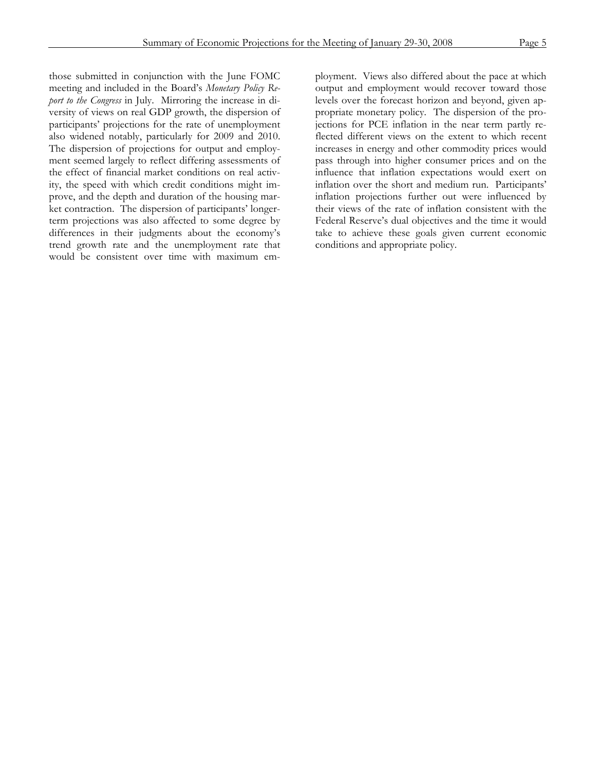those submitted in conjunction with the June FOMC meeting and included in the Board's *Monetary Policy Report to the Congress* in July. Mirroring the increase in diversity of views on real GDP growth, the dispersion of participants' projections for the rate of unemployment also widened notably, particularly for 2009 and 2010. The dispersion of projections for output and employment seemed largely to reflect differing assessments of the effect of financial market conditions on real activity, the speed with which credit conditions might improve, and the depth and duration of the housing market contraction. The dispersion of participants' longer-term projections was also affected to some degree by differences in their judgments about the economy's trend growth rate and the unemployment rate that would be consistent over time with maximum employment. Views also differed about the pace at which output and employment would recover toward those levels over the forecast horizon and beyond, given appropriate monetary policy. The dispersion of the projections for PCE inflation in the near term partly reflected different views on the extent to which recent increases in energy and other commodity prices would pass through into higher consumer prices and on the influence that inflation expectations would exert on inflation over the short and medium run. Participants' inflation projections further out were influenced by their views of the rate of inflation consistent with the Federal Reserve's dual objectives and the time it would take to achieve these goals given current economic conditions and appropriate policy.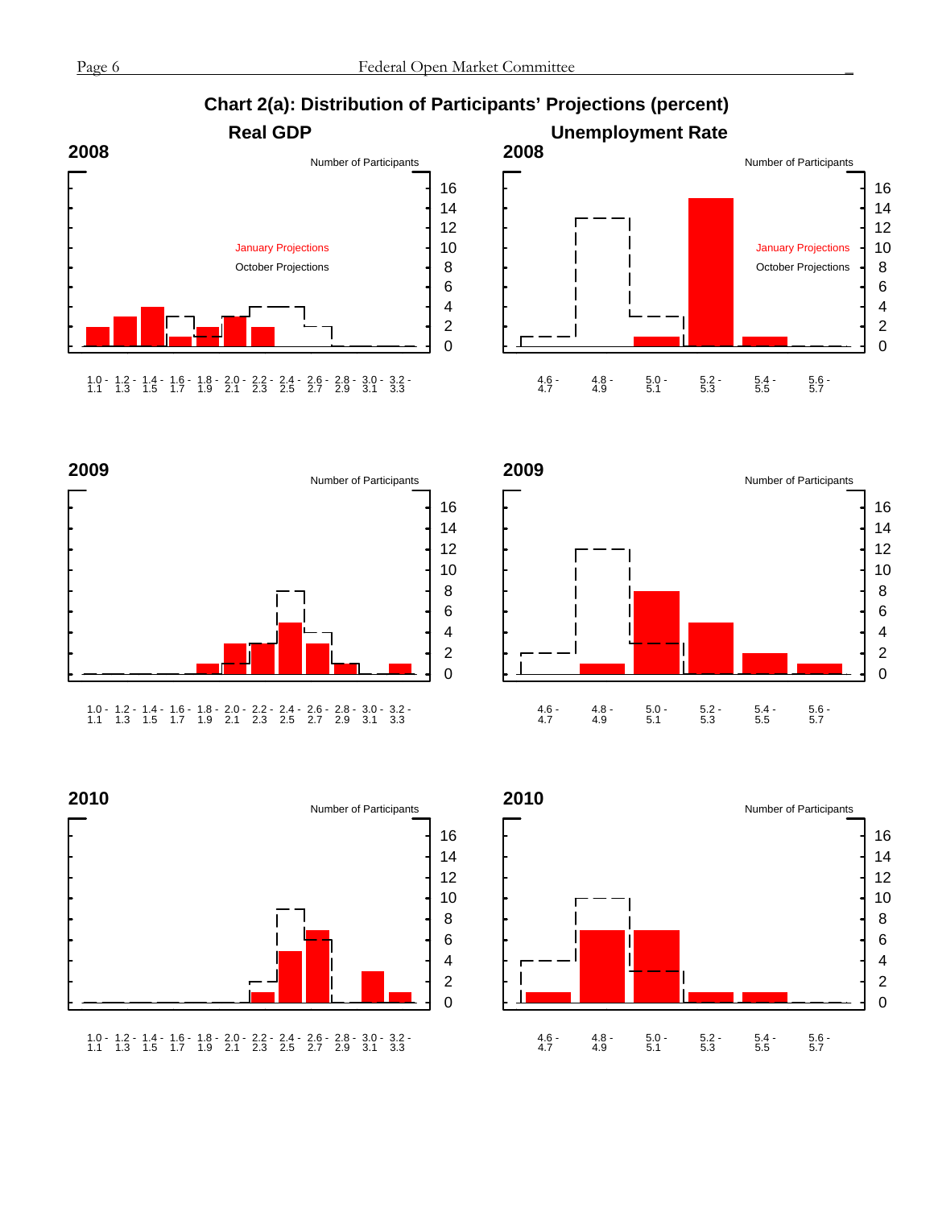# Chart 2(a): Distribution of Participants' Projections (percent)

## Real GDP

### 2008

Number of Participants

January Projections

October Projections

1.0 - 1.1, 1.2 - 1.3, 1.4 - 1.5, 1.6 - 1.7, 1.8 - 1.9, 2.0 - 2.1, 2.2 - 2.3, 2.4 - 2.5, 2.6 - 2.7, 2.8 - 2.9, 3.0 - 3.1, 3.2 - 3.3

### 2009

Number of Participants

1.0 - 1.1, 1.2 - 1.3, 1.4 - 1.5, 1.6 - 1.7, 1.8 - 1.9, 2.0 - 2.1, 2.2 - 2.3, 2.4 - 2.5, 2.6 - 2.7, 2.8 - 2.9, 3.0 - 3.1, 3.2 - 3.3

### 2010

Number of Participants

1.0 - 1.1, 1.2 - 1.3, 1.4 - 1.5, 1.6 - 1.7, 1.8 - 1.9, 2.0 - 2.1, 2.2 - 2.3, 2.4 - 2.5, 2.6 - 2.7, 2.8 - 2.9, 3.0 - 3.1, 3.2 - 3.3

## Unemployment Rate

### 2008

Number of Participants

January Projections

October Projections

4.6 - 4.7, 4.8 - 4.9, 5.0 - 5.1, 5.2 - 5.3, 5.4 - 5.5, 5.6 - 5.7

### 2009

Number of Participants

4.6 - 4.7, 4.8 - 4.9, 5.0 - 5.1, 5.2 - 5.3, 5.4 - 5.5, 5.6 - 5.7

### 2010

Number of Participants

4.6 - 4.7, 4.8 - 4.9, 5.0 - 5.1, 5.2 - 5.3, 5.4 - 5.5, 5.6 - 5.7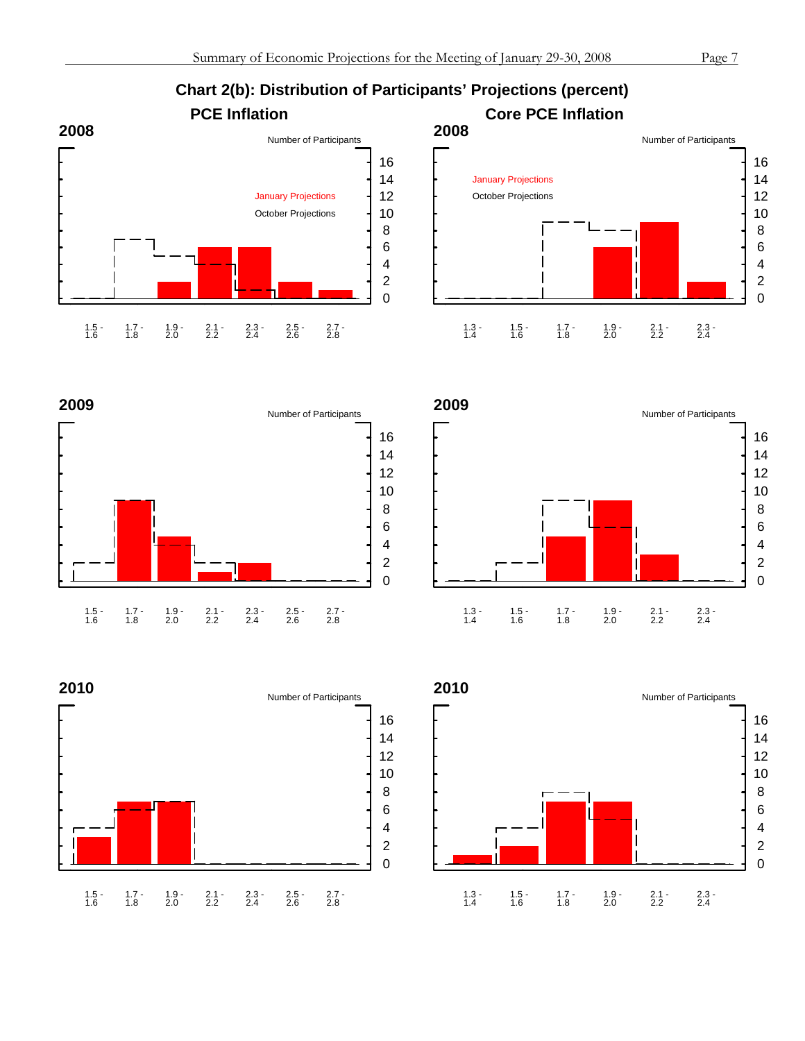## Chart 2(b): Distribution of Participants' Projections (percent)

### PCE Inflation

**2008**

Number of Participants

January Projections

October Projections

| 1.5 - 1.6 | 1.7 - 1.8 | 1.9 - 2.0 | 2.1 - 2.2 | 2.3 - 2.4 | 2.5 - 2.6 | 2.7 - 2.8 |
|---|---|---|---|---|---|---|

**2009**

Number of Participants

| 1.5 - 1.6 | 1.7 - 1.8 | 1.9 - 2.0 | 2.1 - 2.2 | 2.3 - 2.4 | 2.5 - 2.6 | 2.7 - 2.8 |
|---|---|---|---|---|---|---|

**2010**

Number of Participants

| 1.5 - 1.6 | 1.7 - 1.8 | 1.9 - 2.0 | 2.1 - 2.2 | 2.3 - 2.4 | 2.5 - 2.6 | 2.7 - 2.8 |
|---|---|---|---|---|---|---|

### Core PCE Inflation

**2008**

Number of Participants

January Projections

October Projections

| 1.3 - 1.4 | 1.5 - 1.6 | 1.7 - 1.8 | 1.9 - 2.0 | 2.1 - 2.2 | 2.3 - 2.4 |
|---|---|---|---|---|---|

**2009**

Number of Participants

| 1.3 - 1.4 | 1.5 - 1.6 | 1.7 - 1.8 | 1.9 - 2.0 | 2.1 - 2.2 | 2.3 - 2.4 |
|---|---|---|---|---|---|

**2010**

Number of Participants

| 1.3 - 1.4 | 1.5 - 1.6 | 1.7 - 1.8 | 1.9 - 2.0 | 2.1 - 2.2 | 2.3 - 2.4 |
|---|---|---|---|---|---|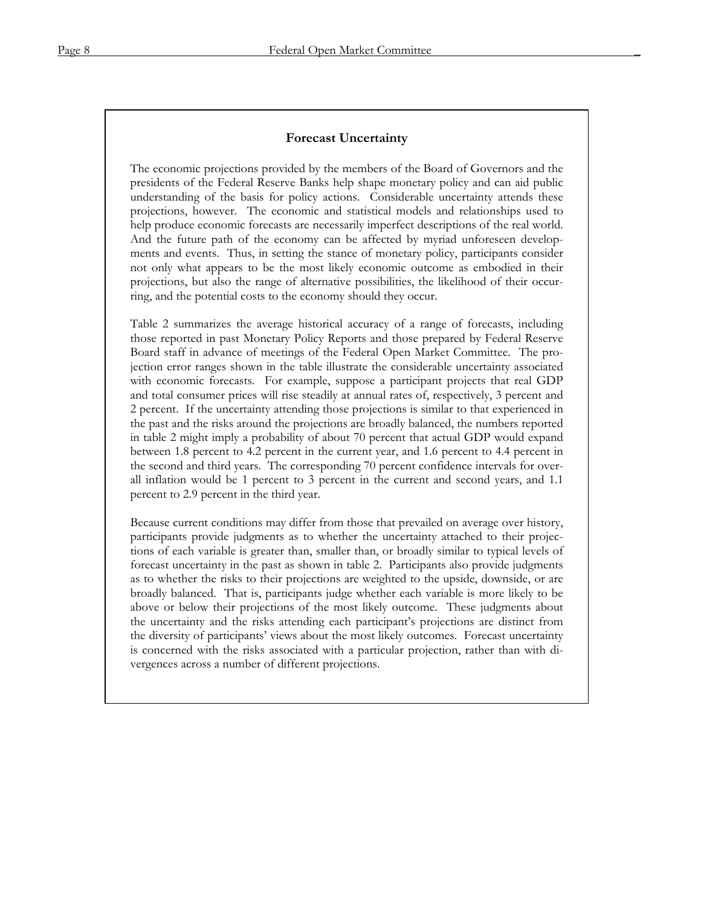### Forecast Uncertainty

The economic projections provided by the members of the Board of Governors and the presidents of the Federal Reserve Banks help shape monetary policy and can aid public understanding of the basis for policy actions. Considerable uncertainty attends these projections, however. The economic and statistical models and relationships used to help produce economic forecasts are necessarily imperfect descriptions of the real world. And the future path of the economy can be affected by myriad unforeseen developments and events. Thus, in setting the stance of monetary policy, participants consider not only what appears to be the most likely economic outcome as embodied in their projections, but also the range of alternative possibilities, the likelihood of their occurring, and the potential costs to the economy should they occur.

Table 2 summarizes the average historical accuracy of a range of forecasts, including those reported in past Monetary Policy Reports and those prepared by Federal Reserve Board staff in advance of meetings of the Federal Open Market Committee. The projection error ranges shown in the table illustrate the considerable uncertainty associated with economic forecasts. For example, suppose a participant projects that real GDP and total consumer prices will rise steadily at annual rates of, respectively, 3 percent and 2 percent. If the uncertainty attending those projections is similar to that experienced in the past and the risks around the projections are broadly balanced, the numbers reported in table 2 might imply a probability of about 70 percent that actual GDP would expand between 1.8 percent to 4.2 percent in the current year, and 1.6 percent to 4.4 percent in the second and third years. The corresponding 70 percent confidence intervals for overall inflation would be 1 percent to 3 percent in the current and second years, and 1.1 percent to 2.9 percent in the third year.

Because current conditions may differ from those that prevailed on average over history, participants provide judgments as to whether the uncertainty attached to their projections of each variable is greater than, smaller than, or broadly similar to typical levels of forecast uncertainty in the past as shown in table 2. Participants also provide judgments as to whether the risks to their projections are weighted to the upside, downside, or are broadly balanced. That is, participants judge whether each variable is more likely to be above or below their projections of the most likely outcome. These judgments about the uncertainty and the risks attending each participant's projections are distinct from the diversity of participants' views about the most likely outcomes. Forecast uncertainty is concerned with the risks associated with a particular projection, rather than with divergences across a number of different projections.